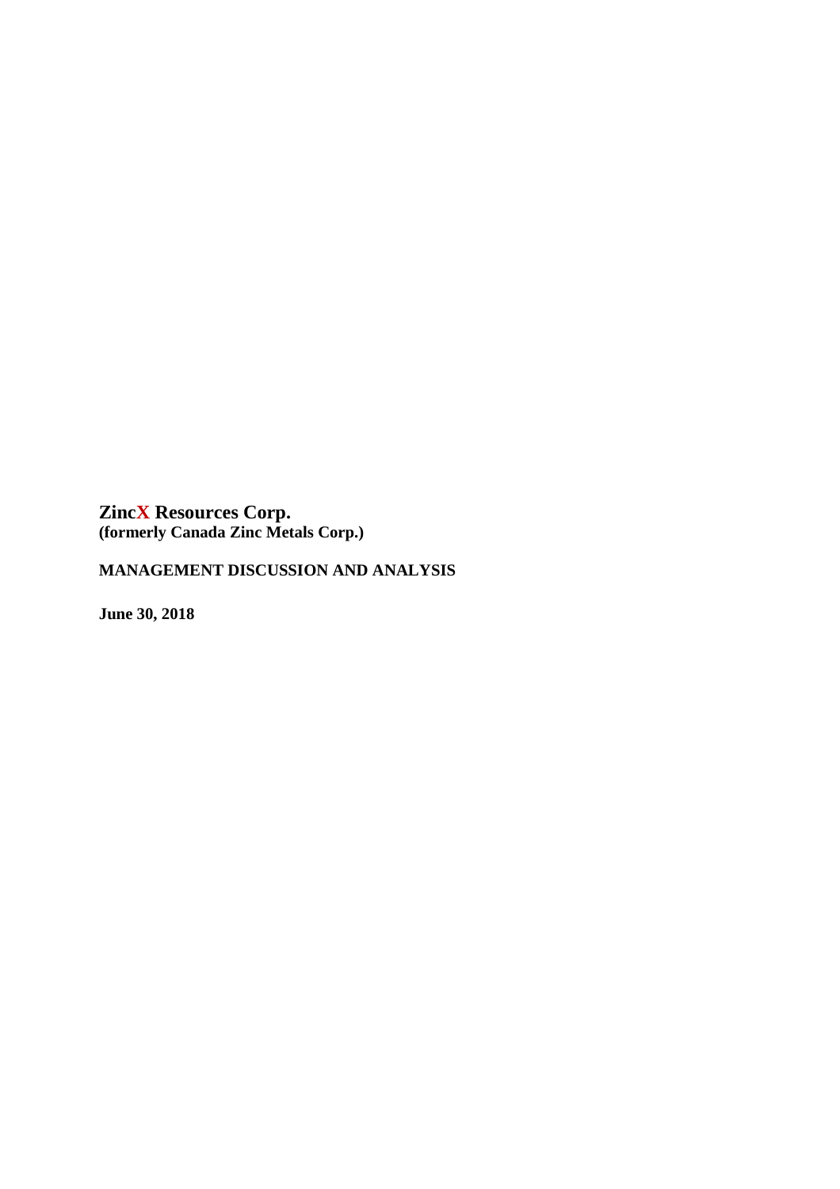**ZincX Resources Corp.**
**(formerly Canada Zinc Metals Corp.)**

**MANAGEMENT DISCUSSION AND ANALYSIS**

**June 30, 2018**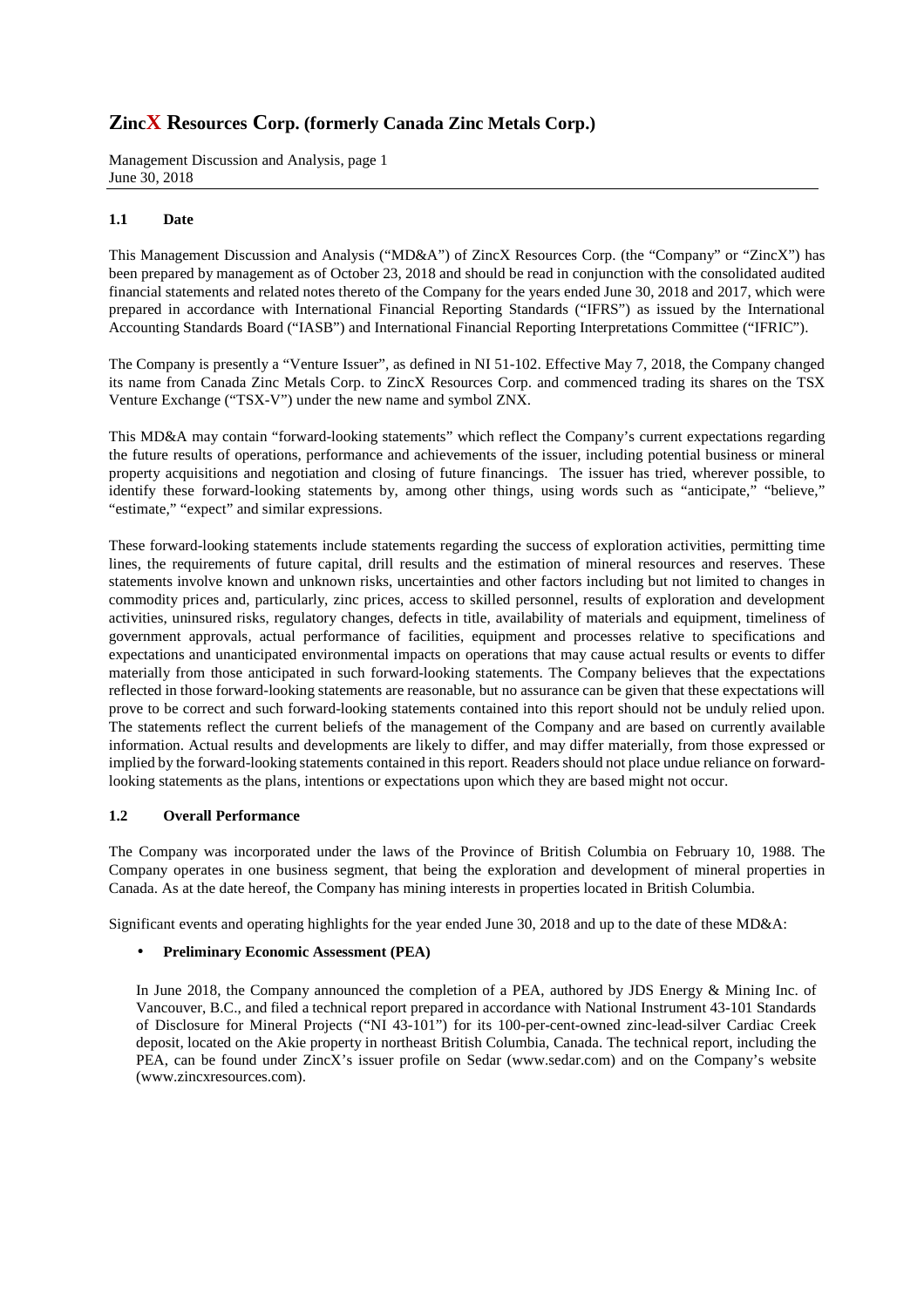## 1.1 Date

This Management Discussion and Analysis ("MD&A") of ZincX Resources Corp. (the "Company" or "ZincX") has been prepared by management as of October 23, 2018 and should be read in conjunction with the consolidated audited financial statements and related notes thereto of the Company for the years ended June 30, 2018 and 2017, which were prepared in accordance with International Financial Reporting Standards ("IFRS") as issued by the International Accounting Standards Board ("IASB") and International Financial Reporting Interpretations Committee ("IFRIC").

The Company is presently a "Venture Issuer", as defined in NI 51-102. Effective May 7, 2018, the Company changed its name from Canada Zinc Metals Corp. to ZincX Resources Corp. and commenced trading its shares on the TSX Venture Exchange ("TSX-V") under the new name and symbol ZNX.

This MD&A may contain "forward-looking statements" which reflect the Company's current expectations regarding the future results of operations, performance and achievements of the issuer, including potential business or mineral property acquisitions and negotiation and closing of future financings. The issuer has tried, wherever possible, to identify these forward-looking statements by, among other things, using words such as "anticipate," "believe," "estimate," "expect" and similar expressions.

These forward-looking statements include statements regarding the success of exploration activities, permitting time lines, the requirements of future capital, drill results and the estimation of mineral resources and reserves. These statements involve known and unknown risks, uncertainties and other factors including but not limited to changes in commodity prices and, particularly, zinc prices, access to skilled personnel, results of exploration and development activities, uninsured risks, regulatory changes, defects in title, availability of materials and equipment, timeliness of government approvals, actual performance of facilities, equipment and processes relative to specifications and expectations and unanticipated environmental impacts on operations that may cause actual results or events to differ materially from those anticipated in such forward-looking statements. The Company believes that the expectations reflected in those forward-looking statements are reasonable, but no assurance can be given that these expectations will prove to be correct and such forward-looking statements contained into this report should not be unduly relied upon. The statements reflect the current beliefs of the management of the Company and are based on currently available information. Actual results and developments are likely to differ, and may differ materially, from those expressed or implied by the forward-looking statements contained in this report. Readers should not place undue reliance on forward-looking statements as the plans, intentions or expectations upon which they are based might not occur.

## 1.2 Overall Performance

The Company was incorporated under the laws of the Province of British Columbia on February 10, 1988. The Company operates in one business segment, that being the exploration and development of mineral properties in Canada. As at the date hereof, the Company has mining interests in properties located in British Columbia.

Significant events and operating highlights for the year ended June 30, 2018 and up to the date of these MD&A:

- **Preliminary Economic Assessment (PEA)**

  In June 2018, the Company announced the completion of a PEA, authored by JDS Energy & Mining Inc. of Vancouver, B.C., and filed a technical report prepared in accordance with National Instrument 43-101 Standards of Disclosure for Mineral Projects ("NI 43-101") for its 100-per-cent-owned zinc-lead-silver Cardiac Creek deposit, located on the Akie property in northeast British Columbia, Canada. The technical report, including the PEA, can be found under ZincX's issuer profile on Sedar (www.sedar.com) and on the Company's website (www.zincxresources.com).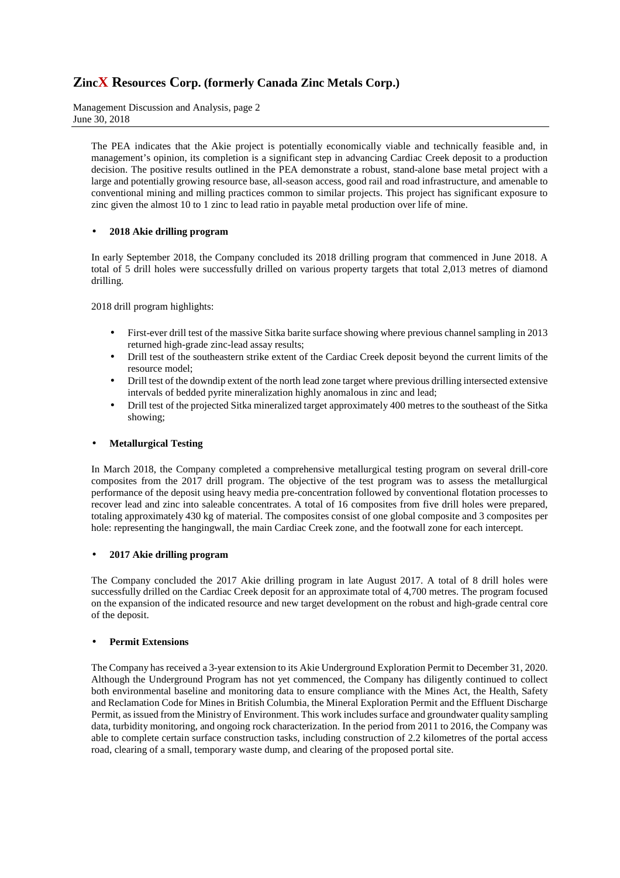The PEA indicates that the Akie project is potentially economically viable and technically feasible and, in management's opinion, its completion is a significant step in advancing Cardiac Creek deposit to a production decision. The positive results outlined in the PEA demonstrate a robust, stand-alone base metal project with a large and potentially growing resource base, all-season access, good rail and road infrastructure, and amenable to conventional mining and milling practices common to similar projects. This project has significant exposure to zinc given the almost 10 to 1 zinc to lead ratio in payable metal production over life of mine.

- **2018 Akie drilling program**

In early September 2018, the Company concluded its 2018 drilling program that commenced in June 2018. A total of 5 drill holes were successfully drilled on various property targets that total 2,013 metres of diamond drilling.

2018 drill program highlights:

- First-ever drill test of the massive Sitka barite surface showing where previous channel sampling in 2013 returned high-grade zinc-lead assay results;
- Drill test of the southeastern strike extent of the Cardiac Creek deposit beyond the current limits of the resource model;
- Drill test of the downdip extent of the north lead zone target where previous drilling intersected extensive intervals of bedded pyrite mineralization highly anomalous in zinc and lead;
- Drill test of the projected Sitka mineralized target approximately 400 metres to the southeast of the Sitka showing;

- **Metallurgical Testing**

In March 2018, the Company completed a comprehensive metallurgical testing program on several drill-core composites from the 2017 drill program. The objective of the test program was to assess the metallurgical performance of the deposit using heavy media pre-concentration followed by conventional flotation processes to recover lead and zinc into saleable concentrates. A total of 16 composites from five drill holes were prepared, totaling approximately 430 kg of material. The composites consist of one global composite and 3 composites per hole: representing the hangingwall, the main Cardiac Creek zone, and the footwall zone for each intercept.

- **2017 Akie drilling program**

The Company concluded the 2017 Akie drilling program in late August 2017. A total of 8 drill holes were successfully drilled on the Cardiac Creek deposit for an approximate total of 4,700 metres. The program focused on the expansion of the indicated resource and new target development on the robust and high-grade central core of the deposit.

- **Permit Extensions**

The Company has received a 3-year extension to its Akie Underground Exploration Permit to December 31, 2020. Although the Underground Program has not yet commenced, the Company has diligently continued to collect both environmental baseline and monitoring data to ensure compliance with the Mines Act, the Health, Safety and Reclamation Code for Mines in British Columbia, the Mineral Exploration Permit and the Effluent Discharge Permit, as issued from the Ministry of Environment. This work includes surface and groundwater quality sampling data, turbidity monitoring, and ongoing rock characterization. In the period from 2011 to 2016, the Company was able to complete certain surface construction tasks, including construction of 2.2 kilometres of the portal access road, clearing of a small, temporary waste dump, and clearing of the proposed portal site.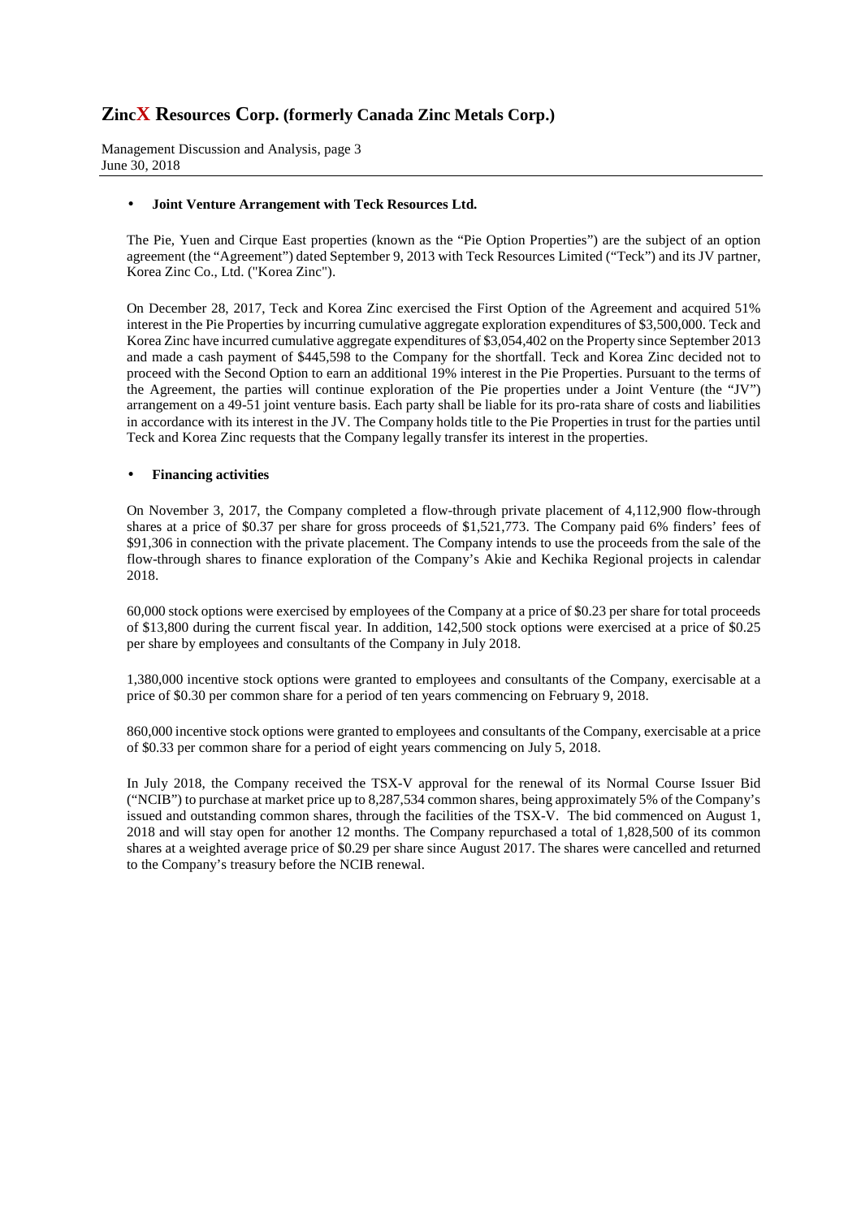- **Joint Venture Arrangement with Teck Resources Ltd.**

The Pie, Yuen and Cirque East properties (known as the "Pie Option Properties") are the subject of an option agreement (the "Agreement") dated September 9, 2013 with Teck Resources Limited ("Teck") and its JV partner, Korea Zinc Co., Ltd. ("Korea Zinc").

On December 28, 2017, Teck and Korea Zinc exercised the First Option of the Agreement and acquired 51% interest in the Pie Properties by incurring cumulative aggregate exploration expenditures of $3,500,000. Teck and Korea Zinc have incurred cumulative aggregate expenditures of $3,054,402 on the Property since September 2013 and made a cash payment of $445,598 to the Company for the shortfall. Teck and Korea Zinc decided not to proceed with the Second Option to earn an additional 19% interest in the Pie Properties. Pursuant to the terms of the Agreement, the parties will continue exploration of the Pie properties under a Joint Venture (the "JV") arrangement on a 49-51 joint venture basis. Each party shall be liable for its pro-rata share of costs and liabilities in accordance with its interest in the JV. The Company holds title to the Pie Properties in trust for the parties until Teck and Korea Zinc requests that the Company legally transfer its interest in the properties.

- **Financing activities**

On November 3, 2017, the Company completed a flow-through private placement of 4,112,900 flow-through shares at a price of $0.37 per share for gross proceeds of $1,521,773. The Company paid 6% finders' fees of $91,306 in connection with the private placement. The Company intends to use the proceeds from the sale of the flow-through shares to finance exploration of the Company's Akie and Kechika Regional projects in calendar 2018.

60,000 stock options were exercised by employees of the Company at a price of $0.23 per share for total proceeds of $13,800 during the current fiscal year. In addition, 142,500 stock options were exercised at a price of $0.25 per share by employees and consultants of the Company in July 2018.

1,380,000 incentive stock options were granted to employees and consultants of the Company, exercisable at a price of $0.30 per common share for a period of ten years commencing on February 9, 2018.

860,000 incentive stock options were granted to employees and consultants of the Company, exercisable at a price of $0.33 per common share for a period of eight years commencing on July 5, 2018.

In July 2018, the Company received the TSX-V approval for the renewal of its Normal Course Issuer Bid ("NCIB") to purchase at market price up to 8,287,534 common shares, being approximately 5% of the Company's issued and outstanding common shares, through the facilities of the TSX-V. The bid commenced on August 1, 2018 and will stay open for another 12 months. The Company repurchased a total of 1,828,500 of its common shares at a weighted average price of $0.29 per share since August 2017. The shares were cancelled and returned to the Company's treasury before the NCIB renewal.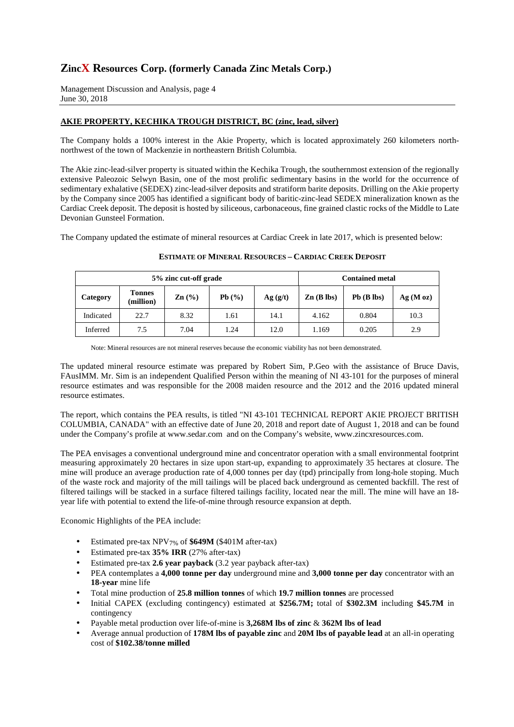## AKIE PROPERTY, KECHIKA TROUGH DISTRICT, BC (zinc, lead, silver)

The Company holds a 100% interest in the Akie Property, which is located approximately 260 kilometers north-northwest of the town of Mackenzie in northeastern British Columbia.

The Akie zinc-lead-silver property is situated within the Kechika Trough, the southernmost extension of the regionally extensive Paleozoic Selwyn Basin, one of the most prolific sedimentary basins in the world for the occurrence of sedimentary exhalative (SEDEX) zinc-lead-silver deposits and stratiform barite deposits. Drilling on the Akie property by the Company since 2005 has identified a significant body of baritic-zinc-lead SEDEX mineralization known as the Cardiac Creek deposit. The deposit is hosted by siliceous, carbonaceous, fine grained clastic rocks of the Middle to Late Devonian Gunsteel Formation.

The Company updated the estimate of mineral resources at Cardiac Creek in late 2017, which is presented below:

**ESTIMATE OF MINERAL RESOURCES – CARDIAC CREEK DEPOSIT**

| 5% zinc cut-off grade | | | | | Contained metal | | |
|---|---|---|---|---|---|---|---|
| **Category** | **Tonnes (million)** | **Zn (%)** | **Pb (%)** | **Ag (g/t)** | **Zn (B lbs)** | **Pb (B lbs)** | **Ag (M oz)** |
| Indicated | 22.7 | 8.32 | 1.61 | 14.1 | 4.162 | 0.804 | 10.3 |
| Inferred | 7.5 | 7.04 | 1.24 | 12.0 | 1.169 | 0.205 | 2.9 |

Note: Mineral resources are not mineral reserves because the economic viability has not been demonstrated.

The updated mineral resource estimate was prepared by Robert Sim, P.Geo with the assistance of Bruce Davis, FAusIMM. Mr. Sim is an independent Qualified Person within the meaning of NI 43-101 for the purposes of mineral resource estimates and was responsible for the 2008 maiden resource and the 2012 and the 2016 updated mineral resource estimates.

The report, which contains the PEA results, is titled "NI 43-101 TECHNICAL REPORT AKIE PROJECT BRITISH COLUMBIA, CANADA" with an effective date of June 20, 2018 and report date of August 1, 2018 and can be found under the Company's profile at www.sedar.com and on the Company's website, www.zincxresources.com.

The PEA envisages a conventional underground mine and concentrator operation with a small environmental footprint measuring approximately 20 hectares in size upon start-up, expanding to approximately 35 hectares at closure. The mine will produce an average production rate of 4,000 tonnes per day (tpd) principally from long-hole stoping. Much of the waste rock and majority of the mill tailings will be placed back underground as cemented backfill. The rest of filtered tailings will be stacked in a surface filtered tailings facility, located near the mill. The mine will have an 18-year life with potential to extend the life-of-mine through resource expansion at depth.

Economic Highlights of the PEA include:

- Estimated pre-tax $NPV_{7\%}$ of **$649M** ($401M after-tax)
- Estimated pre-tax **35% IRR** (27% after-tax)
- Estimated pre-tax **2.6 year payback** (3.2 year payback after-tax)
- PEA contemplates a **4,000 tonne per day** underground mine and **3,000 tonne per day** concentrator with an **18-year** mine life
- Total mine production of **25.8 million tonnes** of which **19.7 million tonnes** are processed
- Initial CAPEX (excluding contingency) estimated at **$256.7M;** total of **$302.3M** including **$45.7M** in contingency
- Payable metal production over life-of-mine is **3,268M lbs of zinc** & **362M lbs of lead**
- Average annual production of **178M lbs of payable zinc** and **20M lbs of payable lead** at an all-in operating cost of **$102.38/tonne milled**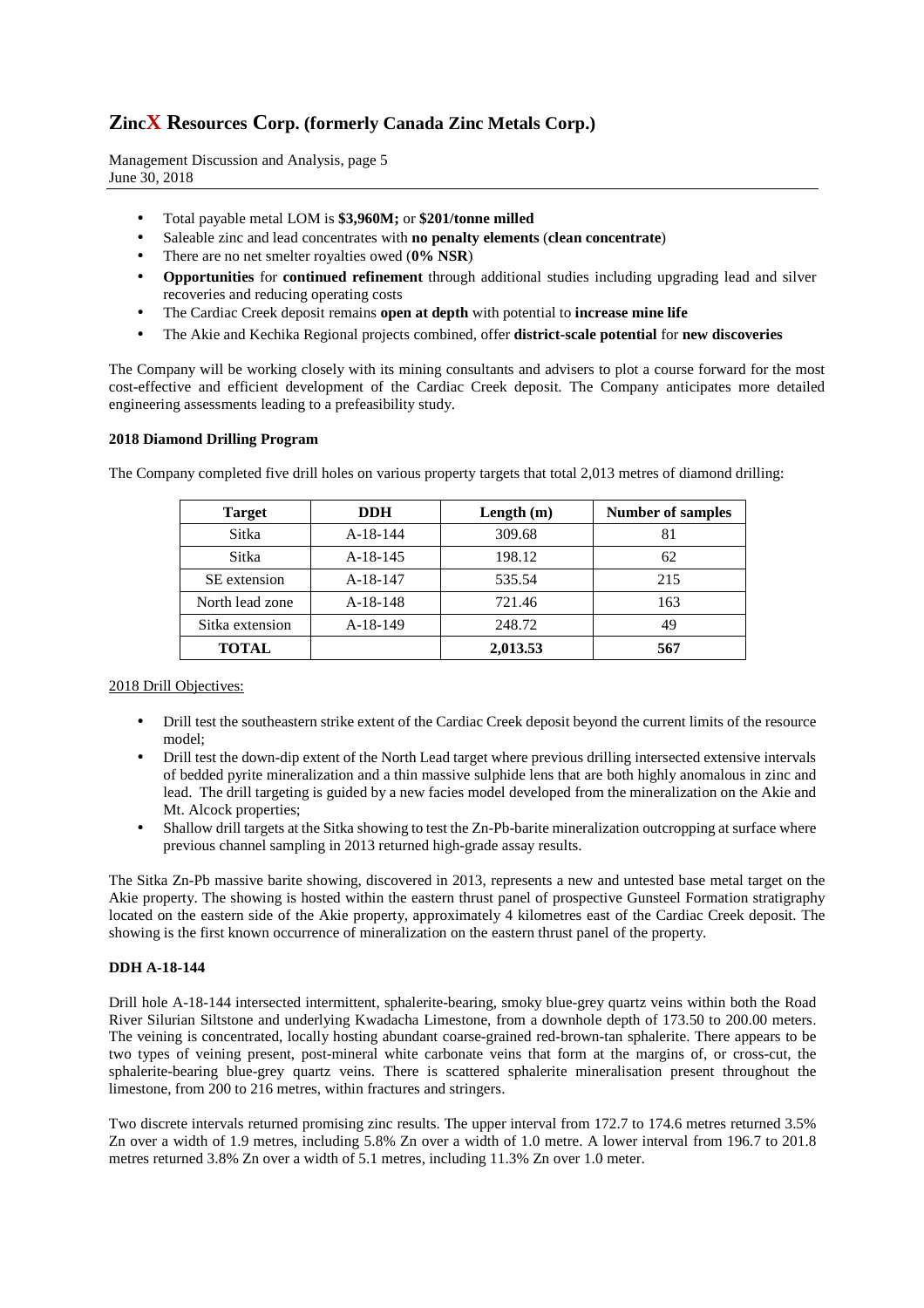- Total payable metal LOM is **\$3,960M;** or **\$201/tonne milled**
- Saleable zinc and lead concentrates with **no penalty elements** (**clean concentrate**)
- There are no net smelter royalties owed (**0% NSR**)
- **Opportunities** for **continued refinement** through additional studies including upgrading lead and silver recoveries and reducing operating costs
- The Cardiac Creek deposit remains **open at depth** with potential to **increase mine life**
- The Akie and Kechika Regional projects combined, offer **district-scale potential** for **new discoveries**

The Company will be working closely with its mining consultants and advisers to plot a course forward for the most cost-effective and efficient development of the Cardiac Creek deposit. The Company anticipates more detailed engineering assessments leading to a prefeasibility study.

**2018 Diamond Drilling Program**

The Company completed five drill holes on various property targets that total 2,013 metres of diamond drilling:

| Target | DDH | Length (m) | Number of samples |
|---|---|---|---|
| Sitka | A-18-144 | 309.68 | 81 |
| Sitka | A-18-145 | 198.12 | 62 |
| SE extension | A-18-147 | 535.54 | 215 |
| North lead zone | A-18-148 | 721.46 | 163 |
| Sitka extension | A-18-149 | 248.72 | 49 |
| **TOTAL** | | **2,013.53** | **567** |

2018 Drill Objectives:

- Drill test the southeastern strike extent of the Cardiac Creek deposit beyond the current limits of the resource model;
- Drill test the down-dip extent of the North Lead target where previous drilling intersected extensive intervals of bedded pyrite mineralization and a thin massive sulphide lens that are both highly anomalous in zinc and lead. The drill targeting is guided by a new facies model developed from the mineralization on the Akie and Mt. Alcock properties;
- Shallow drill targets at the Sitka showing to test the Zn-Pb-barite mineralization outcropping at surface where previous channel sampling in 2013 returned high-grade assay results.

The Sitka Zn-Pb massive barite showing, discovered in 2013, represents a new and untested base metal target on the Akie property. The showing is hosted within the eastern thrust panel of prospective Gunsteel Formation stratigraphy located on the eastern side of the Akie property, approximately 4 kilometres east of the Cardiac Creek deposit. The showing is the first known occurrence of mineralization on the eastern thrust panel of the property.

**DDH A-18-144**

Drill hole A-18-144 intersected intermittent, sphalerite-bearing, smoky blue-grey quartz veins within both the Road River Silurian Siltstone and underlying Kwadacha Limestone, from a downhole depth of 173.50 to 200.00 meters. The veining is concentrated, locally hosting abundant coarse-grained red-brown-tan sphalerite. There appears to be two types of veining present, post-mineral white carbonate veins that form at the margins of, or cross-cut, the sphalerite-bearing blue-grey quartz veins. There is scattered sphalerite mineralisation present throughout the limestone, from 200 to 216 metres, within fractures and stringers.

Two discrete intervals returned promising zinc results. The upper interval from 172.7 to 174.6 metres returned 3.5% Zn over a width of 1.9 metres, including 5.8% Zn over a width of 1.0 metre. A lower interval from 196.7 to 201.8 metres returned 3.8% Zn over a width of 5.1 metres, including 11.3% Zn over 1.0 meter.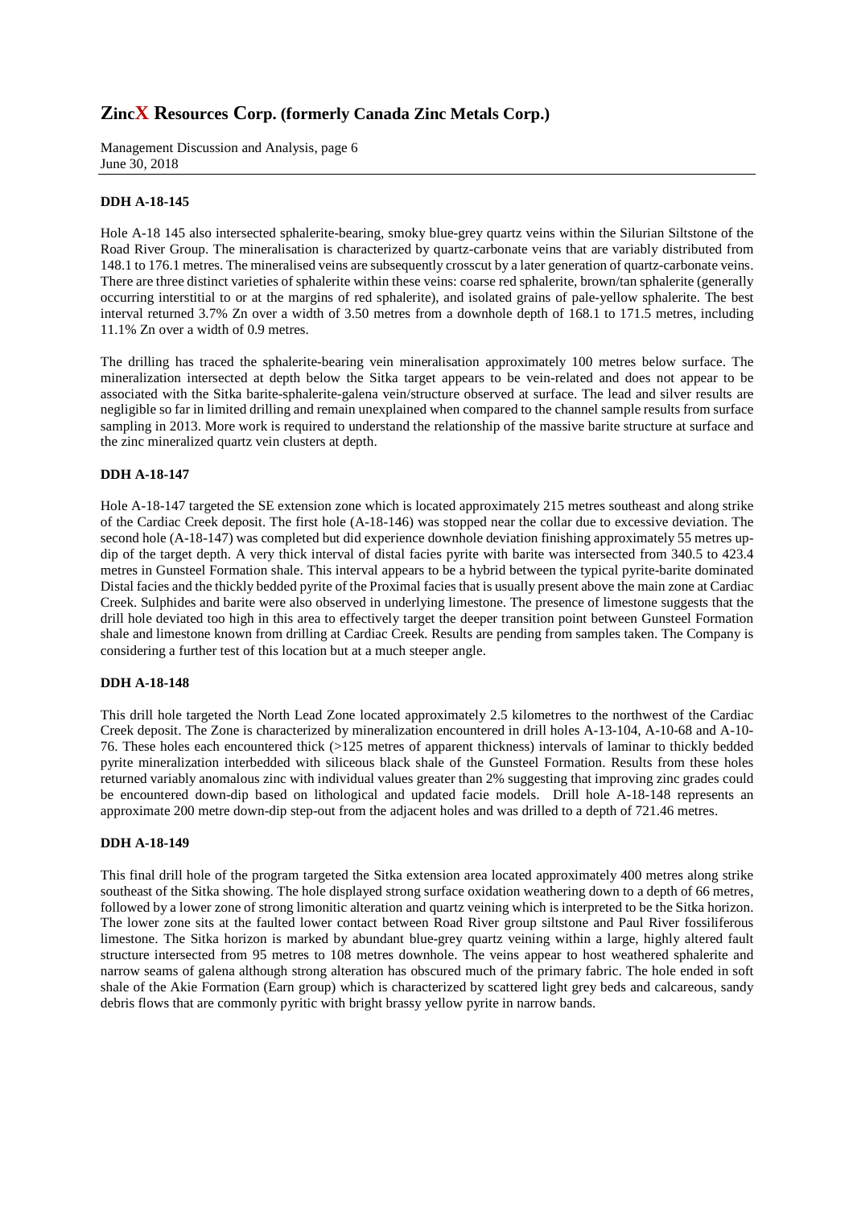#### DDH A-18-145

Hole A-18 145 also intersected sphalerite-bearing, smoky blue-grey quartz veins within the Silurian Siltstone of the Road River Group. The mineralisation is characterized by quartz-carbonate veins that are variably distributed from 148.1 to 176.1 metres. The mineralised veins are subsequently crosscut by a later generation of quartz-carbonate veins. There are three distinct varieties of sphalerite within these veins: coarse red sphalerite, brown/tan sphalerite (generally occurring interstitial to or at the margins of red sphalerite), and isolated grains of pale-yellow sphalerite. The best interval returned 3.7% Zn over a width of 3.50 metres from a downhole depth of 168.1 to 171.5 metres, including 11.1% Zn over a width of 0.9 metres.

The drilling has traced the sphalerite-bearing vein mineralisation approximately 100 metres below surface. The mineralization intersected at depth below the Sitka target appears to be vein-related and does not appear to be associated with the Sitka barite-sphalerite-galena vein/structure observed at surface. The lead and silver results are negligible so far in limited drilling and remain unexplained when compared to the channel sample results from surface sampling in 2013. More work is required to understand the relationship of the massive barite structure at surface and the zinc mineralized quartz vein clusters at depth.

#### DDH A-18-147

Hole A-18-147 targeted the SE extension zone which is located approximately 215 metres southeast and along strike of the Cardiac Creek deposit. The first hole (A-18-146) was stopped near the collar due to excessive deviation. The second hole (A-18-147) was completed but did experience downhole deviation finishing approximately 55 metres up-dip of the target depth. A very thick interval of distal facies pyrite with barite was intersected from 340.5 to 423.4 metres in Gunsteel Formation shale. This interval appears to be a hybrid between the typical pyrite-barite dominated Distal facies and the thickly bedded pyrite of the Proximal facies that is usually present above the main zone at Cardiac Creek. Sulphides and barite were also observed in underlying limestone. The presence of limestone suggests that the drill hole deviated too high in this area to effectively target the deeper transition point between Gunsteel Formation shale and limestone known from drilling at Cardiac Creek. Results are pending from samples taken. The Company is considering a further test of this location but at a much steeper angle.

#### DDH A-18-148

This drill hole targeted the North Lead Zone located approximately 2.5 kilometres to the northwest of the Cardiac Creek deposit. The Zone is characterized by mineralization encountered in drill holes A-13-104, A-10-68 and A-10-76. These holes each encountered thick (>125 metres of apparent thickness) intervals of laminar to thickly bedded pyrite mineralization interbedded with siliceous black shale of the Gunsteel Formation. Results from these holes returned variably anomalous zinc with individual values greater than 2% suggesting that improving zinc grades could be encountered down-dip based on lithological and updated facie models. Drill hole A-18-148 represents an approximate 200 metre down-dip step-out from the adjacent holes and was drilled to a depth of 721.46 metres.

#### DDH A-18-149

This final drill hole of the program targeted the Sitka extension area located approximately 400 metres along strike southeast of the Sitka showing. The hole displayed strong surface oxidation weathering down to a depth of 66 metres, followed by a lower zone of strong limonitic alteration and quartz veining which is interpreted to be the Sitka horizon. The lower zone sits at the faulted lower contact between Road River group siltstone and Paul River fossiliferous limestone. The Sitka horizon is marked by abundant blue-grey quartz veining within a large, highly altered fault structure intersected from 95 metres to 108 metres downhole. The veins appear to host weathered sphalerite and narrow seams of galena although strong alteration has obscured much of the primary fabric. The hole ended in soft shale of the Akie Formation (Earn group) which is characterized by scattered light grey beds and calcareous, sandy debris flows that are commonly pyritic with bright brassy yellow pyrite in narrow bands.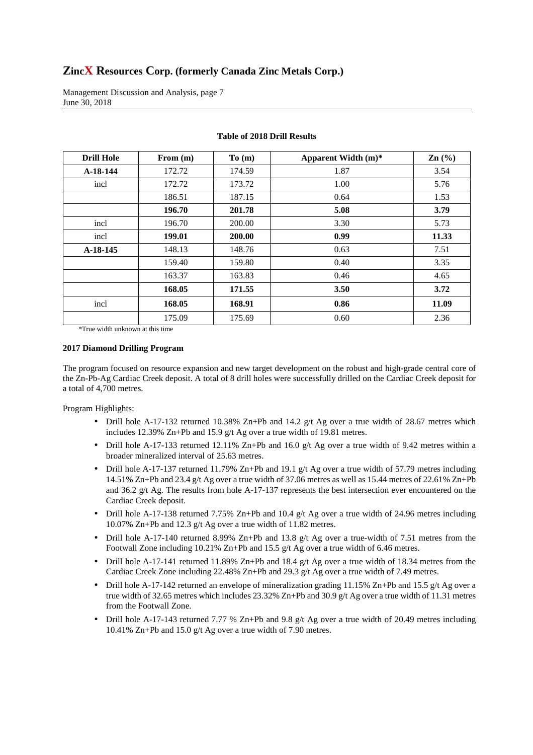**Table of 2018 Drill Results**

| Drill Hole | From (m) | To (m) | Apparent Width (m)* | Zn (%) |
|---|---|---|---|---|
| **A-18-144** | 172.72 | 174.59 | 1.87 | 3.54 |
| incl | 172.72 | 173.72 | 1.00 | 5.76 |
| | 186.51 | 187.15 | 0.64 | 1.53 |
| | **196.70** | **201.78** | **5.08** | **3.79** |
| incl | 196.70 | 200.00 | 3.30 | 5.73 |
| incl | **199.01** | **200.00** | **0.99** | **11.33** |
| **A-18-145** | 148.13 | 148.76 | 0.63 | 7.51 |
| | 159.40 | 159.80 | 0.40 | 3.35 |
| | 163.37 | 163.83 | 0.46 | 4.65 |
| | **168.05** | **171.55** | **3.50** | **3.72** |
| incl | **168.05** | **168.91** | **0.86** | **11.09** |
| | 175.09 | 175.69 | 0.60 | 2.36 |

*True width unknown at this time

**2017 Diamond Drilling Program**

The program focused on resource expansion and new target development on the robust and high-grade central core of the Zn-Pb-Ag Cardiac Creek deposit. A total of 8 drill holes were successfully drilled on the Cardiac Creek deposit for a total of 4,700 metres.

Program Highlights:

- Drill hole A-17-132 returned 10.38% Zn+Pb and 14.2 g/t Ag over a true width of 28.67 metres which includes 12.39% Zn+Pb and 15.9 g/t Ag over a true width of 19.81 metres.
- Drill hole A-17-133 returned 12.11% Zn+Pb and 16.0 g/t Ag over a true width of 9.42 metres within a broader mineralized interval of 25.63 metres.
- Drill hole A-17-137 returned 11.79% Zn+Pb and 19.1 g/t Ag over a true width of 57.79 metres including 14.51% Zn+Pb and 23.4 g/t Ag over a true width of 37.06 metres as well as 15.44 metres of 22.61% Zn+Pb and 36.2 g/t Ag. The results from hole A-17-137 represents the best intersection ever encountered on the Cardiac Creek deposit.
- Drill hole A-17-138 returned 7.75% Zn+Pb and 10.4 g/t Ag over a true width of 24.96 metres including 10.07% Zn+Pb and 12.3 g/t Ag over a true width of 11.82 metres.
- Drill hole A-17-140 returned 8.99% Zn+Pb and 13.8 g/t Ag over a true-width of 7.51 metres from the Footwall Zone including 10.21% Zn+Pb and 15.5 g/t Ag over a true width of 6.46 metres.
- Drill hole A-17-141 returned 11.89% Zn+Pb and 18.4 g/t Ag over a true width of 18.34 metres from the Cardiac Creek Zone including 22.48% Zn+Pb and 29.3 g/t Ag over a true width of 7.49 metres.
- Drill hole A-17-142 returned an envelope of mineralization grading 11.15% Zn+Pb and 15.5 g/t Ag over a true width of 32.65 metres which includes 23.32% Zn+Pb and 30.9 g/t Ag over a true width of 11.31 metres from the Footwall Zone.
- Drill hole A-17-143 returned 7.77 % Zn+Pb and 9.8 g/t Ag over a true width of 20.49 metres including 10.41% Zn+Pb and 15.0 g/t Ag over a true width of 7.90 metres.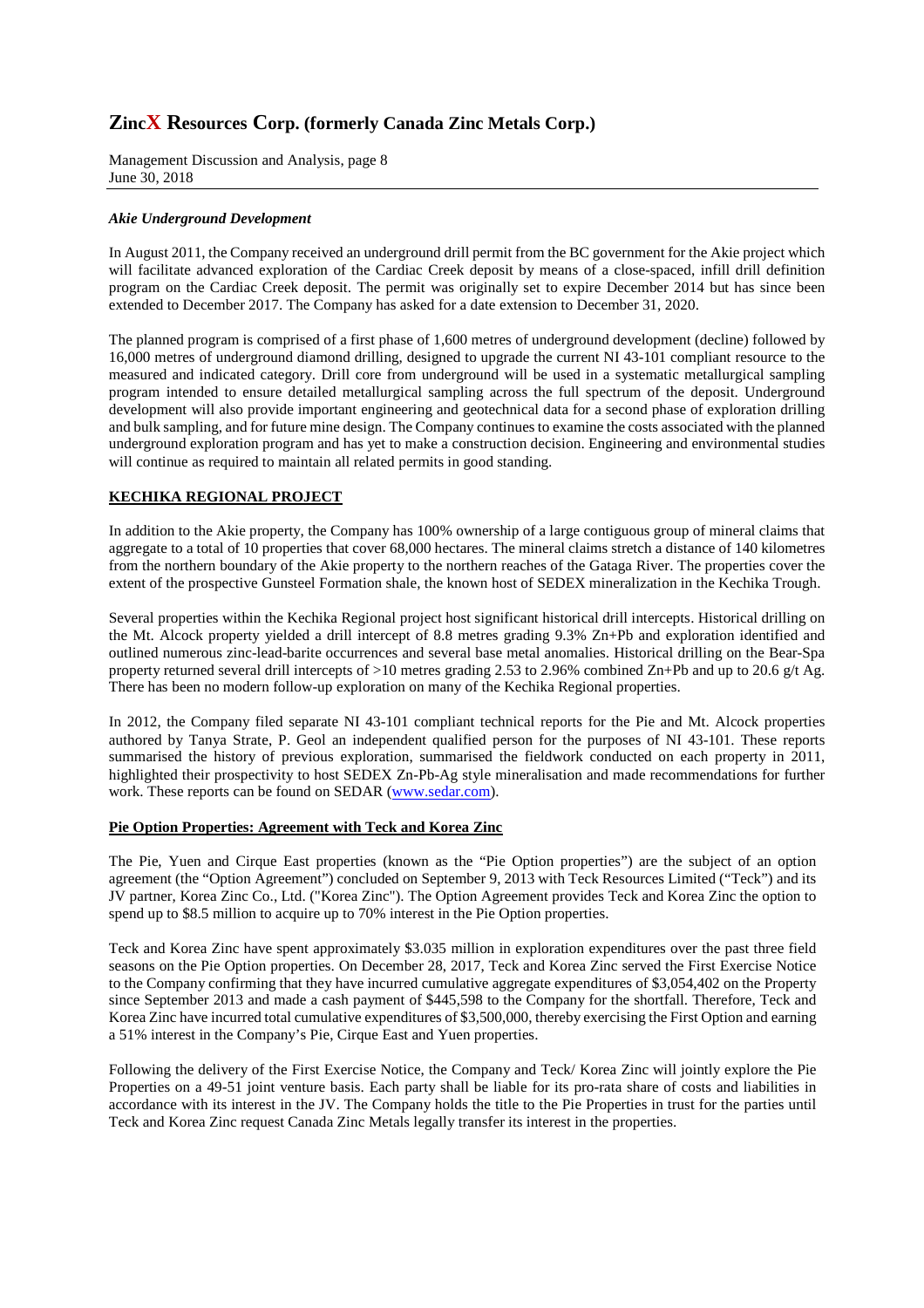### *Akie Underground Development*

In August 2011, the Company received an underground drill permit from the BC government for the Akie project which will facilitate advanced exploration of the Cardiac Creek deposit by means of a close-spaced, infill drill definition program on the Cardiac Creek deposit. The permit was originally set to expire December 2014 but has since been extended to December 2017. The Company has asked for a date extension to December 31, 2020.

The planned program is comprised of a first phase of 1,600 metres of underground development (decline) followed by 16,000 metres of underground diamond drilling, designed to upgrade the current NI 43-101 compliant resource to the measured and indicated category. Drill core from underground will be used in a systematic metallurgical sampling program intended to ensure detailed metallurgical sampling across the full spectrum of the deposit. Underground development will also provide important engineering and geotechnical data for a second phase of exploration drilling and bulk sampling, and for future mine design. The Company continues to examine the costs associated with the planned underground exploration program and has yet to make a construction decision. Engineering and environmental studies will continue as required to maintain all related permits in good standing.

## **KECHIKA REGIONAL PROJECT**

In addition to the Akie property, the Company has 100% ownership of a large contiguous group of mineral claims that aggregate to a total of 10 properties that cover 68,000 hectares. The mineral claims stretch a distance of 140 kilometres from the northern boundary of the Akie property to the northern reaches of the Gataga River. The properties cover the extent of the prospective Gunsteel Formation shale, the known host of SEDEX mineralization in the Kechika Trough.

Several properties within the Kechika Regional project host significant historical drill intercepts. Historical drilling on the Mt. Alcock property yielded a drill intercept of 8.8 metres grading 9.3% Zn+Pb and exploration identified and outlined numerous zinc-lead-barite occurrences and several base metal anomalies. Historical drilling on the Bear-Spa property returned several drill intercepts of >10 metres grading 2.53 to 2.96% combined Zn+Pb and up to 20.6 g/t Ag. There has been no modern follow-up exploration on many of the Kechika Regional properties.

In 2012, the Company filed separate NI 43-101 compliant technical reports for the Pie and Mt. Alcock properties authored by Tanya Strate, P. Geol an independent qualified person for the purposes of NI 43-101. These reports summarised the history of previous exploration, summarised the fieldwork conducted on each property in 2011, highlighted their prospectivity to host SEDEX Zn-Pb-Ag style mineralisation and made recommendations for further work. These reports can be found on SEDAR (www.sedar.com).

### **Pie Option Properties: Agreement with Teck and Korea Zinc**

The Pie, Yuen and Cirque East properties (known as the "Pie Option properties") are the subject of an option agreement (the "Option Agreement") concluded on September 9, 2013 with Teck Resources Limited ("Teck") and its JV partner, Korea Zinc Co., Ltd. ("Korea Zinc"). The Option Agreement provides Teck and Korea Zinc the option to spend up to $8.5 million to acquire up to 70% interest in the Pie Option properties.

Teck and Korea Zinc have spent approximately $3.035 million in exploration expenditures over the past three field seasons on the Pie Option properties. On December 28, 2017, Teck and Korea Zinc served the First Exercise Notice to the Company confirming that they have incurred cumulative aggregate expenditures of $3,054,402 on the Property since September 2013 and made a cash payment of $445,598 to the Company for the shortfall. Therefore, Teck and Korea Zinc have incurred total cumulative expenditures of $3,500,000, thereby exercising the First Option and earning a 51% interest in the Company's Pie, Cirque East and Yuen properties.

Following the delivery of the First Exercise Notice, the Company and Teck/ Korea Zinc will jointly explore the Pie Properties on a 49-51 joint venture basis. Each party shall be liable for its pro-rata share of costs and liabilities in accordance with its interest in the JV. The Company holds the title to the Pie Properties in trust for the parties until Teck and Korea Zinc request Canada Zinc Metals legally transfer its interest in the properties.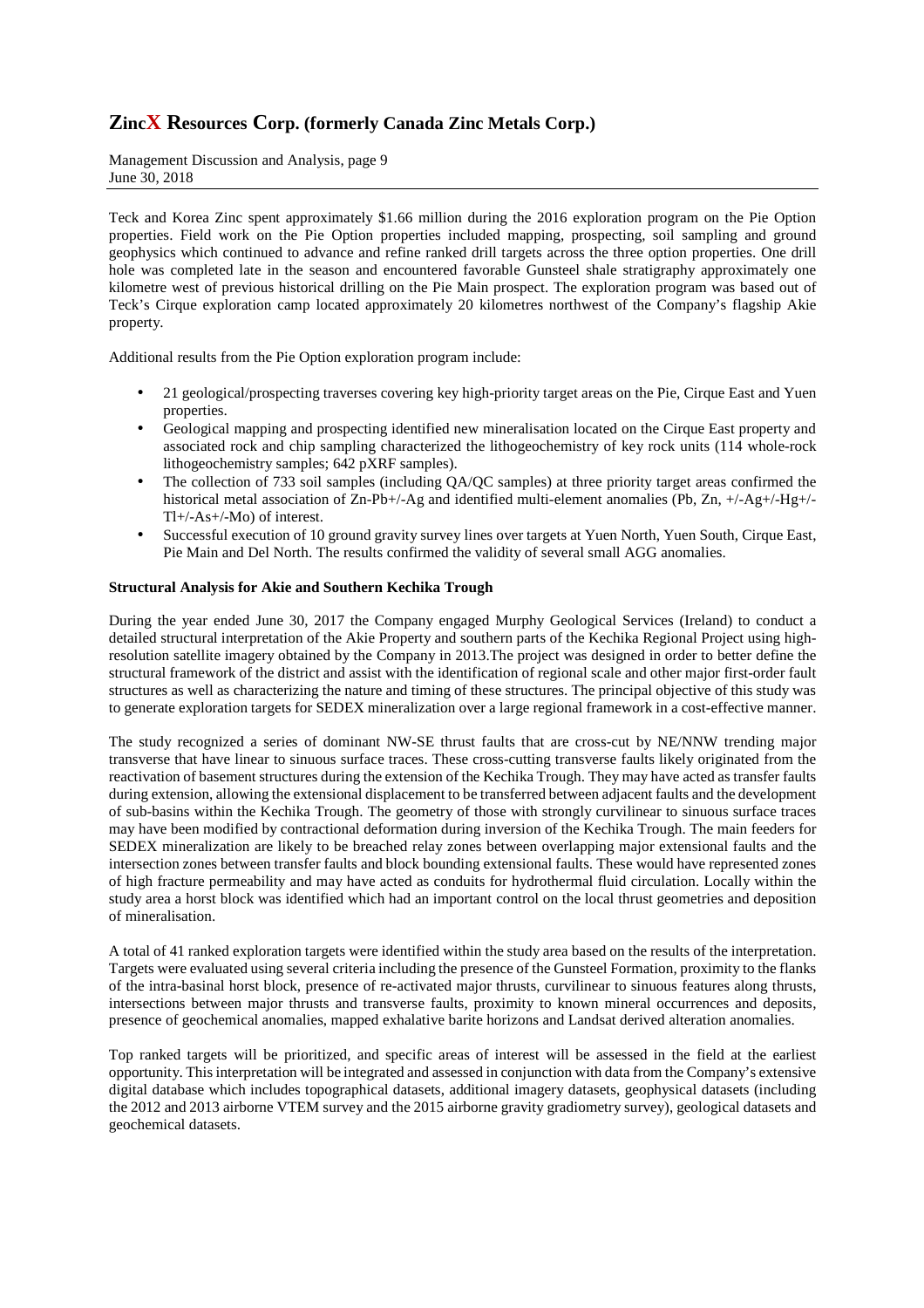Teck and Korea Zinc spent approximately $1.66 million during the 2016 exploration program on the Pie Option properties. Field work on the Pie Option properties included mapping, prospecting, soil sampling and ground geophysics which continued to advance and refine ranked drill targets across the three option properties. One drill hole was completed late in the season and encountered favorable Gunsteel shale stratigraphy approximately one kilometre west of previous historical drilling on the Pie Main prospect. The exploration program was based out of Teck's Cirque exploration camp located approximately 20 kilometres northwest of the Company's flagship Akie property.

Additional results from the Pie Option exploration program include:

- 21 geological/prospecting traverses covering key high-priority target areas on the Pie, Cirque East and Yuen properties.
- Geological mapping and prospecting identified new mineralisation located on the Cirque East property and associated rock and chip sampling characterized the lithogeochemistry of key rock units (114 whole-rock lithogeochemistry samples; 642 pXRF samples).
- The collection of 733 soil samples (including QA/QC samples) at three priority target areas confirmed the historical metal association of Zn-Pb+/-Ag and identified multi-element anomalies (Pb, Zn, +/-Ag+/-Hg+/-Tl+/-As+/-Mo) of interest.
- Successful execution of 10 ground gravity survey lines over targets at Yuen North, Yuen South, Cirque East, Pie Main and Del North. The results confirmed the validity of several small AGG anomalies.

**Structural Analysis for Akie and Southern Kechika Trough**

During the year ended June 30, 2017 the Company engaged Murphy Geological Services (Ireland) to conduct a detailed structural interpretation of the Akie Property and southern parts of the Kechika Regional Project using high-resolution satellite imagery obtained by the Company in 2013.The project was designed in order to better define the structural framework of the district and assist with the identification of regional scale and other major first-order fault structures as well as characterizing the nature and timing of these structures. The principal objective of this study was to generate exploration targets for SEDEX mineralization over a large regional framework in a cost-effective manner.

The study recognized a series of dominant NW-SE thrust faults that are cross-cut by NE/NNW trending major transverse that have linear to sinuous surface traces. These cross-cutting transverse faults likely originated from the reactivation of basement structures during the extension of the Kechika Trough. They may have acted as transfer faults during extension, allowing the extensional displacement to be transferred between adjacent faults and the development of sub-basins within the Kechika Trough. The geometry of those with strongly curvilinear to sinuous surface traces may have been modified by contractional deformation during inversion of the Kechika Trough. The main feeders for SEDEX mineralization are likely to be breached relay zones between overlapping major extensional faults and the intersection zones between transfer faults and block bounding extensional faults. These would have represented zones of high fracture permeability and may have acted as conduits for hydrothermal fluid circulation. Locally within the study area a horst block was identified which had an important control on the local thrust geometries and deposition of mineralisation.

A total of 41 ranked exploration targets were identified within the study area based on the results of the interpretation. Targets were evaluated using several criteria including the presence of the Gunsteel Formation, proximity to the flanks of the intra-basinal horst block, presence of re-activated major thrusts, curvilinear to sinuous features along thrusts, intersections between major thrusts and transverse faults, proximity to known mineral occurrences and deposits, presence of geochemical anomalies, mapped exhalative barite horizons and Landsat derived alteration anomalies.

Top ranked targets will be prioritized, and specific areas of interest will be assessed in the field at the earliest opportunity. This interpretation will be integrated and assessed in conjunction with data from the Company's extensive digital database which includes topographical datasets, additional imagery datasets, geophysical datasets (including the 2012 and 2013 airborne VTEM survey and the 2015 airborne gravity gradiometry survey), geological datasets and geochemical datasets.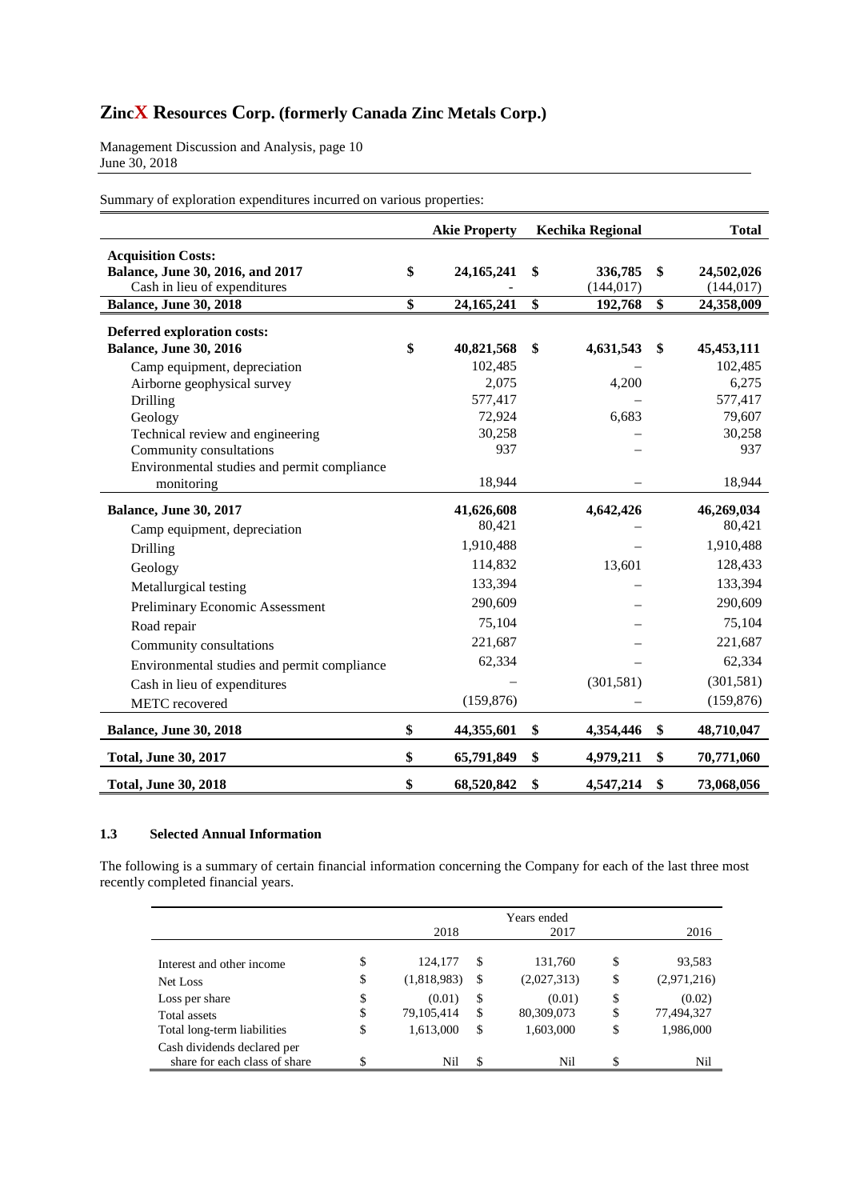Summary of exploration expenditures incurred on various properties:

| | Akie Property | Kechika Regional | Total |
|---|---|---|---|
| **Acquisition Costs:** | | | |
| **Balance, June 30, 2016, and 2017** | **$ 24,165,241** | **$ 336,785** | **$ 24,502,026** |
| Cash in lieu of expenditures | - | (144,017) | (144,017) |
| **Balance, June 30, 2018** | **$ 24,165,241** | **$ 192,768** | **$ 24,358,009** |
| **Deferred exploration costs:** | | | |
| **Balance, June 30, 2016** | **$ 40,821,568** | **$ 4,631,543** | **$ 45,453,111** |
| Camp equipment, depreciation | 102,485 | – | 102,485 |
| Airborne geophysical survey | 2,075 | 4,200 | 6,275 |
| Drilling | 577,417 | – | 577,417 |
| Geology | 72,924 | 6,683 | 79,607 |
| Technical review and engineering | 30,258 | – | 30,258 |
| Community consultations | 937 | – | 937 |
| Environmental studies and permit compliance monitoring | 18,944 | – | 18,944 |
| **Balance, June 30, 2017** | **41,626,608** | **4,642,426** | **46,269,034** |
| Camp equipment, depreciation | 80,421 | – | 80,421 |
| Drilling | 1,910,488 | – | 1,910,488 |
| Geology | 114,832 | 13,601 | 128,433 |
| Metallurgical testing | 133,394 | – | 133,394 |
| Preliminary Economic Assessment | 290,609 | – | 290,609 |
| Road repair | 75,104 | – | 75,104 |
| Community consultations | 221,687 | – | 221,687 |
| Environmental studies and permit compliance | 62,334 | – | 62,334 |
| Cash in lieu of expenditures | – | (301,581) | (301,581) |
| METC recovered | (159,876) | – | (159,876) |
| **Balance, June 30, 2018** | **$ 44,355,601** | **$ 4,354,446** | **$ 48,710,047** |
| **Total, June 30, 2017** | **$ 65,791,849** | **$ 4,979,211** | **$ 70,771,060** |
| **Total, June 30, 2018** | **$ 68,520,842** | **$ 4,547,214** | **$ 73,068,056** |

### 1.3 Selected Annual Information

The following is a summary of certain financial information concerning the Company for each of the last three most recently completed financial years.

| | Years ended 2018 | 2017 | 2016 |
|---|---|---|---|
| Interest and other income | $ 124,177 | $ 131,760 | $ 93,583 |
| Net Loss | $ (1,818,983) | $ (2,027,313) | $ (2,971,216) |
| Loss per share | $ (0.01) | $ (0.01) | $ (0.02) |
| Total assets | $ 79,105,414 | $ 80,309,073 | $ 77,494,327 |
| Total long-term liabilities | $ 1,613,000 | $ 1,603,000 | $ 1,986,000 |
| Cash dividends declared per share for each class of share | $ Nil | $ Nil | $ Nil |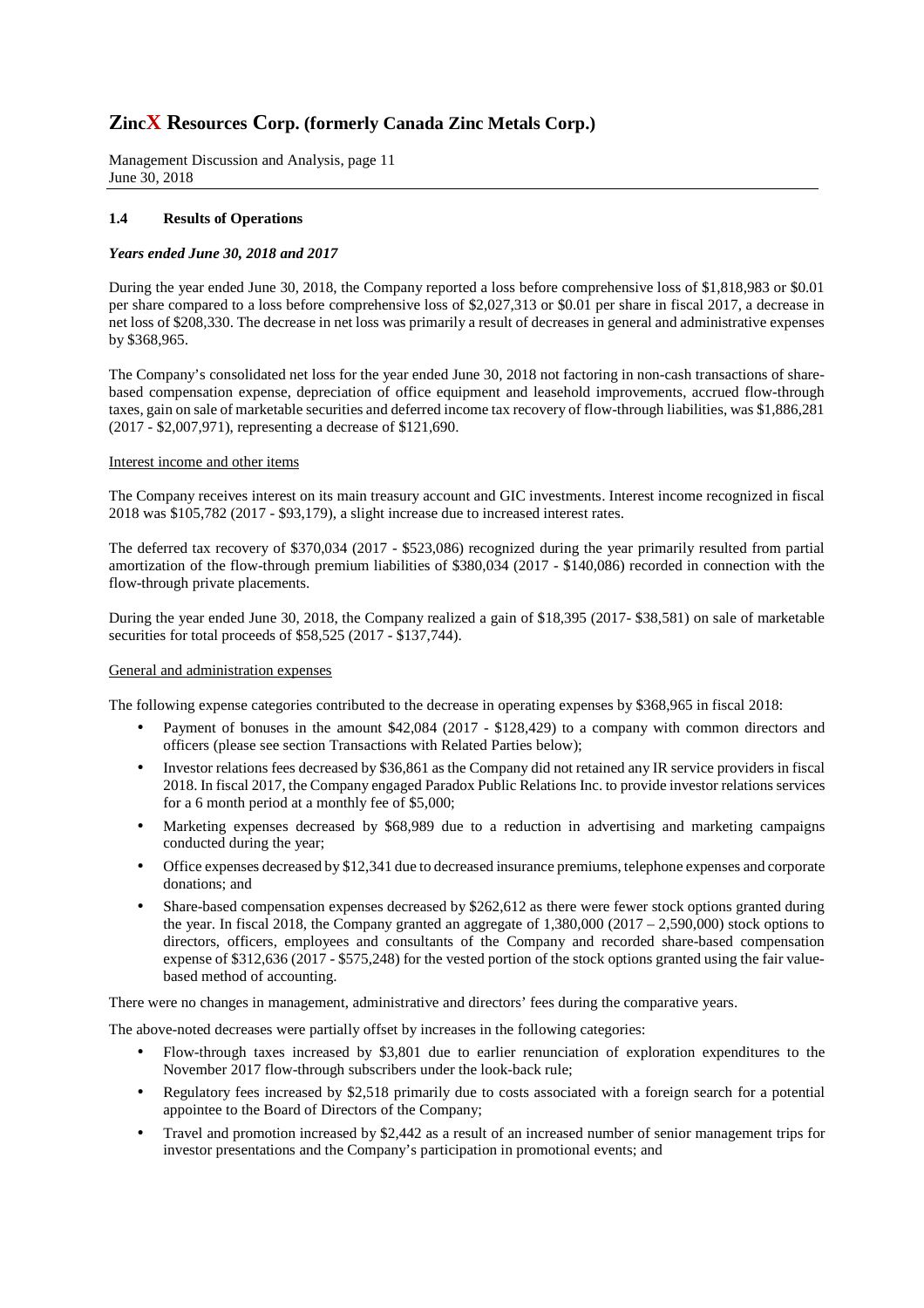### 1.4 Results of Operations

***Years ended June 30, 2018 and 2017***

During the year ended June 30, 2018, the Company reported a loss before comprehensive loss of $1,818,983 or $0.01 per share compared to a loss before comprehensive loss of $2,027,313 or $0.01 per share in fiscal 2017, a decrease in net loss of $208,330. The decrease in net loss was primarily a result of decreases in general and administrative expenses by $368,965.

The Company's consolidated net loss for the year ended June 30, 2018 not factoring in non-cash transactions of share-based compensation expense, depreciation of office equipment and leasehold improvements, accrued flow-through taxes, gain on sale of marketable securities and deferred income tax recovery of flow-through liabilities, was $1,886,281 (2017 - $2,007,971), representing a decrease of $121,690.

Interest income and other items

The Company receives interest on its main treasury account and GIC investments. Interest income recognized in fiscal 2018 was $105,782 (2017 - $93,179), a slight increase due to increased interest rates.

The deferred tax recovery of $370,034 (2017 - $523,086) recognized during the year primarily resulted from partial amortization of the flow-through premium liabilities of $380,034 (2017 - $140,086) recorded in connection with the flow-through private placements.

During the year ended June 30, 2018, the Company realized a gain of $18,395 (2017- $38,581) on sale of marketable securities for total proceeds of $58,525 (2017 - $137,744).

General and administration expenses

The following expense categories contributed to the decrease in operating expenses by $368,965 in fiscal 2018:

- Payment of bonuses in the amount $42,084 (2017 - $128,429) to a company with common directors and officers (please see section Transactions with Related Parties below);
- Investor relations fees decreased by $36,861 as the Company did not retained any IR service providers in fiscal 2018. In fiscal 2017, the Company engaged Paradox Public Relations Inc. to provide investor relations services for a 6 month period at a monthly fee of $5,000;
- Marketing expenses decreased by $68,989 due to a reduction in advertising and marketing campaigns conducted during the year;
- Office expenses decreased by $12,341 due to decreased insurance premiums, telephone expenses and corporate donations; and
- Share-based compensation expenses decreased by $262,612 as there were fewer stock options granted during the year. In fiscal 2018, the Company granted an aggregate of 1,380,000 (2017 – 2,590,000) stock options to directors, officers, employees and consultants of the Company and recorded share-based compensation expense of $312,636 (2017 - $575,248) for the vested portion of the stock options granted using the fair value-based method of accounting.

There were no changes in management, administrative and directors' fees during the comparative years.

The above-noted decreases were partially offset by increases in the following categories:

- Flow-through taxes increased by $3,801 due to earlier renunciation of exploration expenditures to the November 2017 flow-through subscribers under the look-back rule;
- Regulatory fees increased by $2,518 primarily due to costs associated with a foreign search for a potential appointee to the Board of Directors of the Company;
- Travel and promotion increased by $2,442 as a result of an increased number of senior management trips for investor presentations and the Company's participation in promotional events; and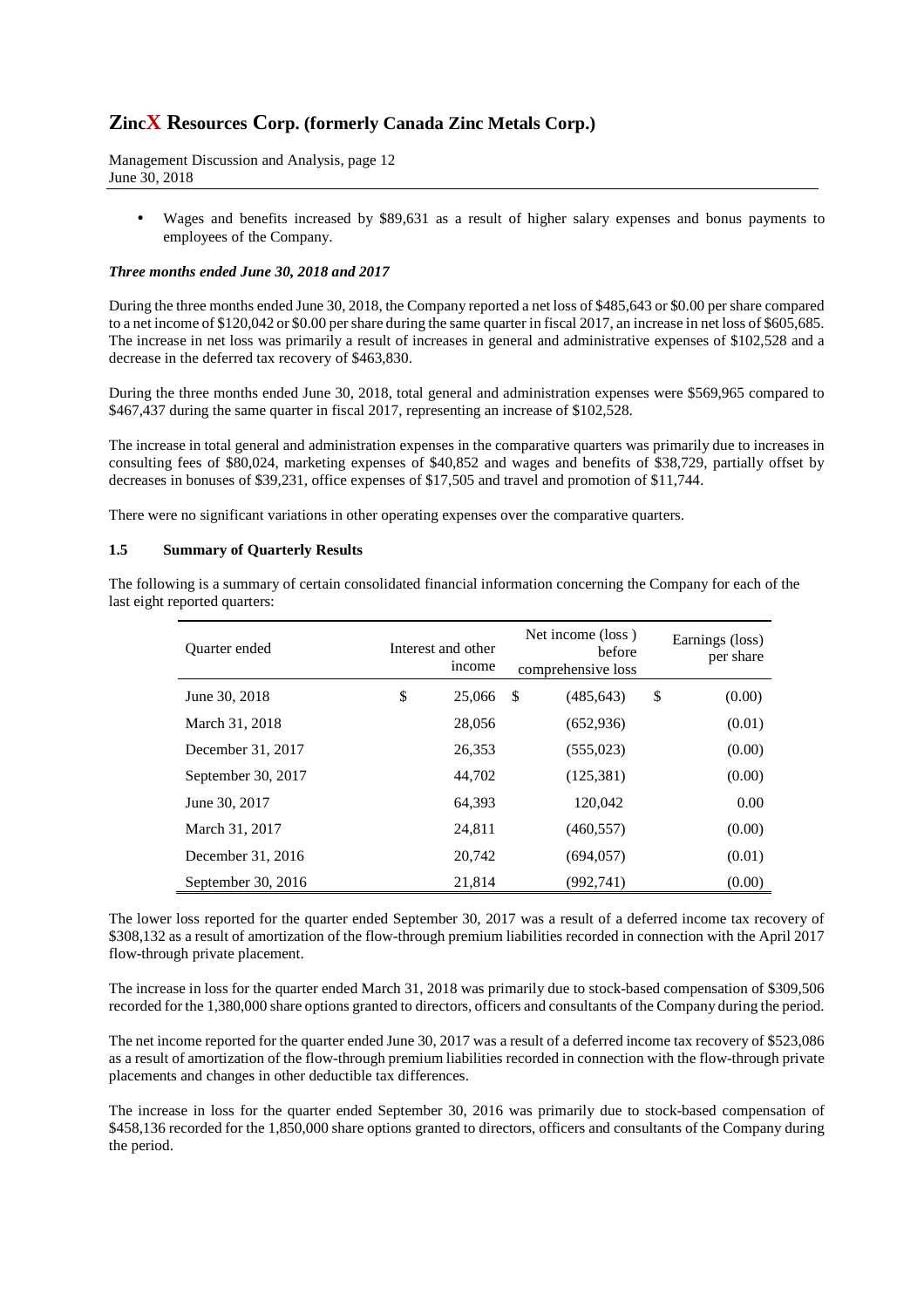- Wages and benefits increased by $89,631 as a result of higher salary expenses and bonus payments to employees of the Company.

***Three months ended June 30, 2018 and 2017***

During the three months ended June 30, 2018, the Company reported a net loss of $485,643 or $0.00 per share compared to a net income of $120,042 or $0.00 per share during the same quarter in fiscal 2017, an increase in net loss of $605,685. The increase in net loss was primarily a result of increases in general and administrative expenses of $102,528 and a decrease in the deferred tax recovery of $463,830.

During the three months ended June 30, 2018, total general and administration expenses were $569,965 compared to $467,437 during the same quarter in fiscal 2017, representing an increase of $102,528.

The increase in total general and administration expenses in the comparative quarters was primarily due to increases in consulting fees of $80,024, marketing expenses of $40,852 and wages and benefits of $38,729, partially offset by decreases in bonuses of $39,231, office expenses of $17,505 and travel and promotion of $11,744.

There were no significant variations in other operating expenses over the comparative quarters.

### 1.5 Summary of Quarterly Results

The following is a summary of certain consolidated financial information concerning the Company for each of the last eight reported quarters:

| Quarter ended | Interest and other income | Net income (loss ) before comprehensive loss | Earnings (loss) per share |
|---|---|---|---|
| June 30, 2018 | $ 25,066 | $ (485,643) | $ (0.00) |
| March 31, 2018 | 28,056 | (652,936) | (0.01) |
| December 31, 2017 | 26,353 | (555,023) | (0.00) |
| September 30, 2017 | 44,702 | (125,381) | (0.00) |
| June 30, 2017 | 64,393 | 120,042 | 0.00 |
| March 31, 2017 | 24,811 | (460,557) | (0.00) |
| December 31, 2016 | 20,742 | (694,057) | (0.01) |
| September 30, 2016 | 21,814 | (992,741) | (0.00) |

The lower loss reported for the quarter ended September 30, 2017 was a result of a deferred income tax recovery of $308,132 as a result of amortization of the flow-through premium liabilities recorded in connection with the April 2017 flow-through private placement.

The increase in loss for the quarter ended March 31, 2018 was primarily due to stock-based compensation of $309,506 recorded for the 1,380,000 share options granted to directors, officers and consultants of the Company during the period.

The net income reported for the quarter ended June 30, 2017 was a result of a deferred income tax recovery of $523,086 as a result of amortization of the flow-through premium liabilities recorded in connection with the flow-through private placements and changes in other deductible tax differences.

The increase in loss for the quarter ended September 30, 2016 was primarily due to stock-based compensation of $458,136 recorded for the 1,850,000 share options granted to directors, officers and consultants of the Company during the period.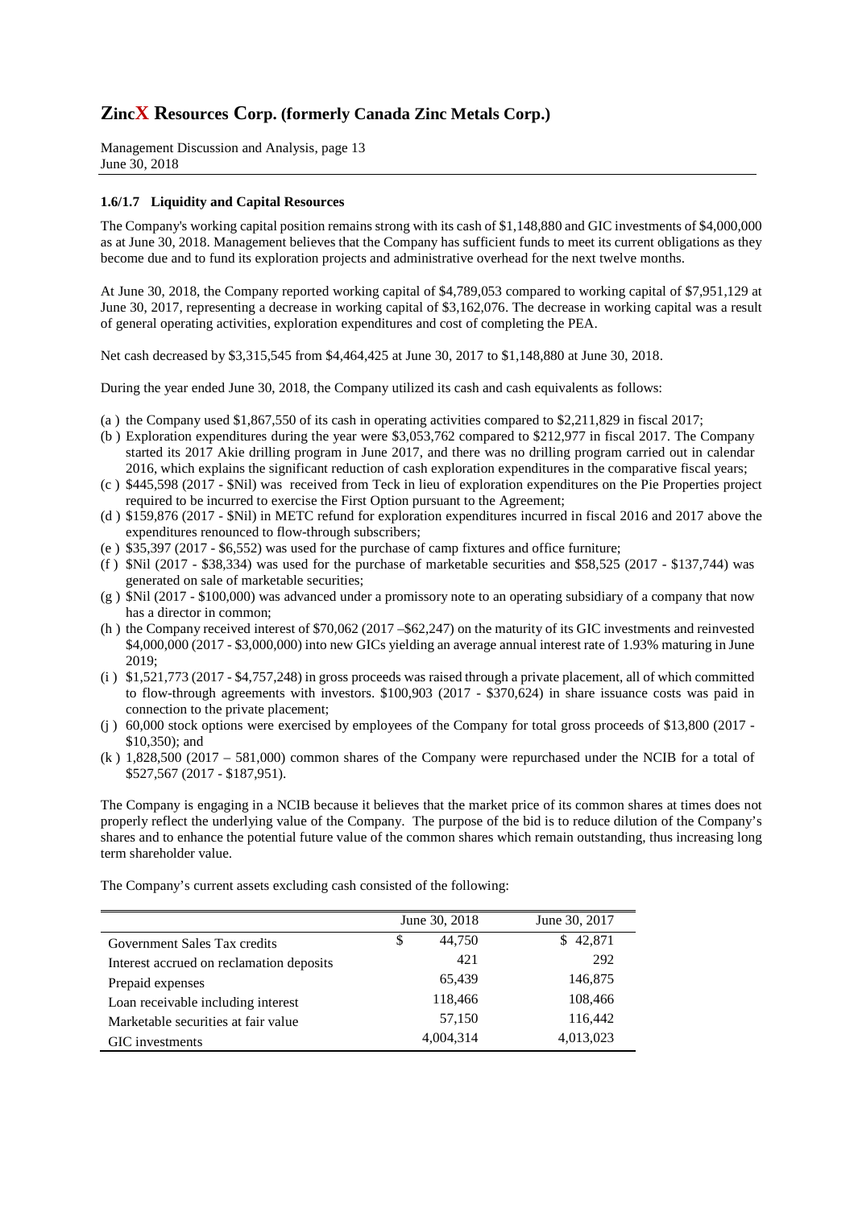### 1.6/1.7 Liquidity and Capital Resources

The Company's working capital position remains strong with its cash of $1,148,880 and GIC investments of $4,000,000 as at June 30, 2018. Management believes that the Company has sufficient funds to meet its current obligations as they become due and to fund its exploration projects and administrative overhead for the next twelve months.

At June 30, 2018, the Company reported working capital of $4,789,053 compared to working capital of $7,951,129 at June 30, 2017, representing a decrease in working capital of $3,162,076. The decrease in working capital was a result of general operating activities, exploration expenditures and cost of completing the PEA.

Net cash decreased by $3,315,545 from $4,464,425 at June 30, 2017 to $1,148,880 at June 30, 2018.

During the year ended June 30, 2018, the Company utilized its cash and cash equivalents as follows:

- (a ) the Company used $1,867,550 of its cash in operating activities compared to $2,211,829 in fiscal 2017;
- (b ) Exploration expenditures during the year were $3,053,762 compared to $212,977 in fiscal 2017. The Company started its 2017 Akie drilling program in June 2017, and there was no drilling program carried out in calendar 2016, which explains the significant reduction of cash exploration expenditures in the comparative fiscal years;
- (c ) $445,598 (2017 - $Nil) was received from Teck in lieu of exploration expenditures on the Pie Properties project required to be incurred to exercise the First Option pursuant to the Agreement;
- (d ) $159,876 (2017 - $Nil) in METC refund for exploration expenditures incurred in fiscal 2016 and 2017 above the expenditures renounced to flow-through subscribers;
- (e ) $35,397 (2017 - $6,552) was used for the purchase of camp fixtures and office furniture;
- (f ) $Nil (2017 - $38,334) was used for the purchase of marketable securities and $58,525 (2017 - $137,744) was generated on sale of marketable securities;
- (g ) $Nil (2017 - $100,000) was advanced under a promissory note to an operating subsidiary of a company that now has a director in common;
- (h ) the Company received interest of $70,062 (2017 –$62,247) on the maturity of its GIC investments and reinvested $4,000,000 (2017 - $3,000,000) into new GICs yielding an average annual interest rate of 1.93% maturing in June 2019;
- (i ) $1,521,773 (2017 - $4,757,248) in gross proceeds was raised through a private placement, all of which committed to flow-through agreements with investors. $100,903 (2017 - $370,624) in share issuance costs was paid in connection to the private placement;
- (j ) 60,000 stock options were exercised by employees of the Company for total gross proceeds of $13,800 (2017 - $10,350); and
- (k ) 1,828,500 (2017 – 581,000) common shares of the Company were repurchased under the NCIB for a total of $527,567 (2017 - $187,951).

The Company is engaging in a NCIB because it believes that the market price of its common shares at times does not properly reflect the underlying value of the Company. The purpose of the bid is to reduce dilution of the Company's shares and to enhance the potential future value of the common shares which remain outstanding, thus increasing long term shareholder value.

The Company's current assets excluding cash consisted of the following:

| | June 30, 2018 | June 30, 2017 |
|---|---|---|
| Government Sales Tax credits | $ 44,750 | $ 42,871 |
| Interest accrued on reclamation deposits | 421 | 292 |
| Prepaid expenses | 65,439 | 146,875 |
| Loan receivable including interest | 118,466 | 108,466 |
| Marketable securities at fair value | 57,150 | 116,442 |
| GIC investments | 4,004,314 | 4,013,023 |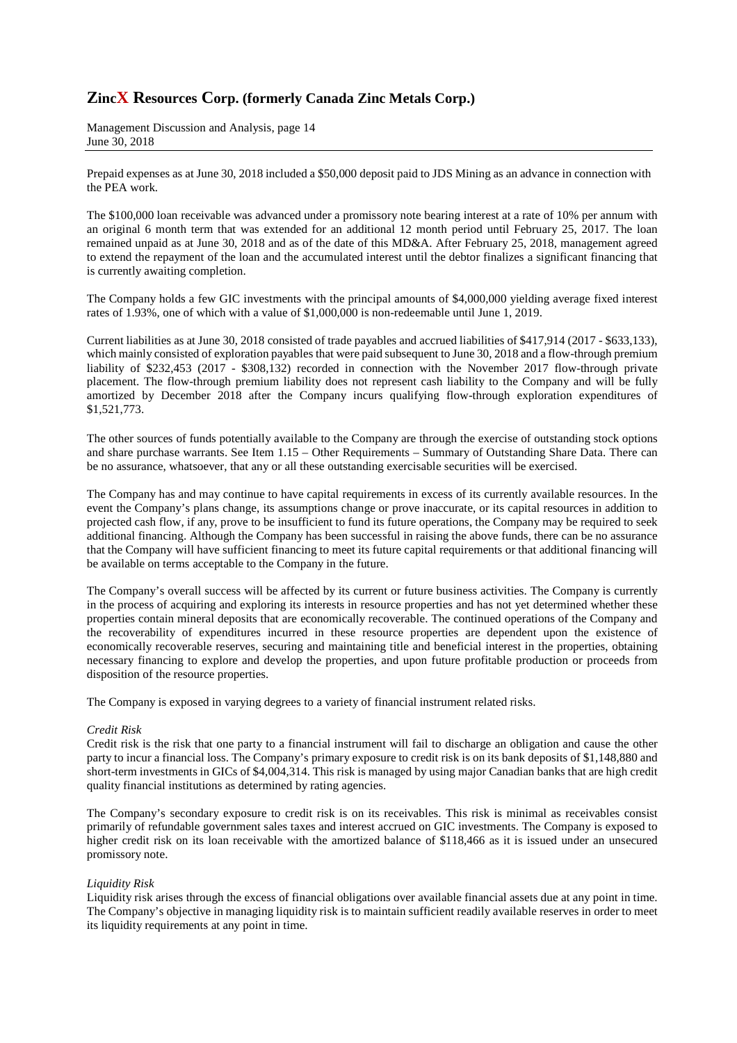Prepaid expenses as at June 30, 2018 included a $50,000 deposit paid to JDS Mining as an advance in connection with the PEA work.

The $100,000 loan receivable was advanced under a promissory note bearing interest at a rate of 10% per annum with an original 6 month term that was extended for an additional 12 month period until February 25, 2017. The loan remained unpaid as at June 30, 2018 and as of the date of this MD&A. After February 25, 2018, management agreed to extend the repayment of the loan and the accumulated interest until the debtor finalizes a significant financing that is currently awaiting completion.

The Company holds a few GIC investments with the principal amounts of $4,000,000 yielding average fixed interest rates of 1.93%, one of which with a value of $1,000,000 is non-redeemable until June 1, 2019.

Current liabilities as at June 30, 2018 consisted of trade payables and accrued liabilities of $417,914 (2017 - $633,133), which mainly consisted of exploration payables that were paid subsequent to June 30, 2018 and a flow-through premium liability of $232,453 (2017 - $308,132) recorded in connection with the November 2017 flow-through private placement. The flow-through premium liability does not represent cash liability to the Company and will be fully amortized by December 2018 after the Company incurs qualifying flow-through exploration expenditures of $1,521,773.

The other sources of funds potentially available to the Company are through the exercise of outstanding stock options and share purchase warrants. See Item 1.15 – Other Requirements – Summary of Outstanding Share Data. There can be no assurance, whatsoever, that any or all these outstanding exercisable securities will be exercised.

The Company has and may continue to have capital requirements in excess of its currently available resources. In the event the Company's plans change, its assumptions change or prove inaccurate, or its capital resources in addition to projected cash flow, if any, prove to be insufficient to fund its future operations, the Company may be required to seek additional financing. Although the Company has been successful in raising the above funds, there can be no assurance that the Company will have sufficient financing to meet its future capital requirements or that additional financing will be available on terms acceptable to the Company in the future.

The Company's overall success will be affected by its current or future business activities. The Company is currently in the process of acquiring and exploring its interests in resource properties and has not yet determined whether these properties contain mineral deposits that are economically recoverable. The continued operations of the Company and the recoverability of expenditures incurred in these resource properties are dependent upon the existence of economically recoverable reserves, securing and maintaining title and beneficial interest in the properties, obtaining necessary financing to explore and develop the properties, and upon future profitable production or proceeds from disposition of the resource properties.

The Company is exposed in varying degrees to a variety of financial instrument related risks.

*Credit Risk*

Credit risk is the risk that one party to a financial instrument will fail to discharge an obligation and cause the other party to incur a financial loss. The Company's primary exposure to credit risk is on its bank deposits of $1,148,880 and short-term investments in GICs of $4,004,314. This risk is managed by using major Canadian banks that are high credit quality financial institutions as determined by rating agencies.

The Company's secondary exposure to credit risk is on its receivables. This risk is minimal as receivables consist primarily of refundable government sales taxes and interest accrued on GIC investments. The Company is exposed to higher credit risk on its loan receivable with the amortized balance of $118,466 as it is issued under an unsecured promissory note.

*Liquidity Risk*

Liquidity risk arises through the excess of financial obligations over available financial assets due at any point in time. The Company's objective in managing liquidity risk is to maintain sufficient readily available reserves in order to meet its liquidity requirements at any point in time.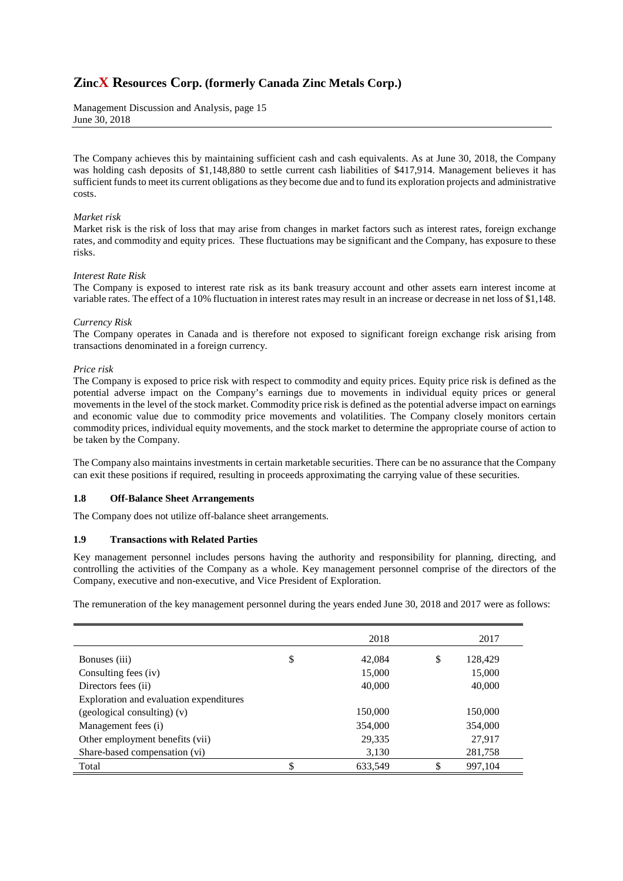The Company achieves this by maintaining sufficient cash and cash equivalents. As at June 30, 2018, the Company was holding cash deposits of $1,148,880 to settle current cash liabilities of $417,914. Management believes it has sufficient funds to meet its current obligations as they become due and to fund its exploration projects and administrative costs.

*Market risk*

Market risk is the risk of loss that may arise from changes in market factors such as interest rates, foreign exchange rates, and commodity and equity prices. These fluctuations may be significant and the Company, has exposure to these risks.

*Interest Rate Risk*

The Company is exposed to interest rate risk as its bank treasury account and other assets earn interest income at variable rates. The effect of a 10% fluctuation in interest rates may result in an increase or decrease in net loss of $1,148.

*Currency Risk*

The Company operates in Canada and is therefore not exposed to significant foreign exchange risk arising from transactions denominated in a foreign currency.

*Price risk*

The Company is exposed to price risk with respect to commodity and equity prices. Equity price risk is defined as the potential adverse impact on the Company's earnings due to movements in individual equity prices or general movements in the level of the stock market. Commodity price risk is defined as the potential adverse impact on earnings and economic value due to commodity price movements and volatilities. The Company closely monitors certain commodity prices, individual equity movements, and the stock market to determine the appropriate course of action to be taken by the Company.

The Company also maintains investments in certain marketable securities. There can be no assurance that the Company can exit these positions if required, resulting in proceeds approximating the carrying value of these securities.

### 1.8 Off-Balance Sheet Arrangements

The Company does not utilize off-balance sheet arrangements.

### 1.9 Transactions with Related Parties

Key management personnel includes persons having the authority and responsibility for planning, directing, and controlling the activities of the Company as a whole. Key management personnel comprise of the directors of the Company, executive and non-executive, and Vice President of Exploration.

The remuneration of the key management personnel during the years ended June 30, 2018 and 2017 were as follows:

| | 2018 | 2017 |
|---|---|---|
| Bonuses (iii) | $ 42,084 | $ 128,429 |
| Consulting fees (iv) | 15,000 | 15,000 |
| Directors fees (ii) | 40,000 | 40,000 |
| Exploration and evaluation expenditures (geological consulting) (v) | 150,000 | 150,000 |
| Management fees (i) | 354,000 | 354,000 |
| Other employment benefits (vii) | 29,335 | 27,917 |
| Share-based compensation (vi) | 3,130 | 281,758 |
| Total | $ 633,549 | $ 997,104 |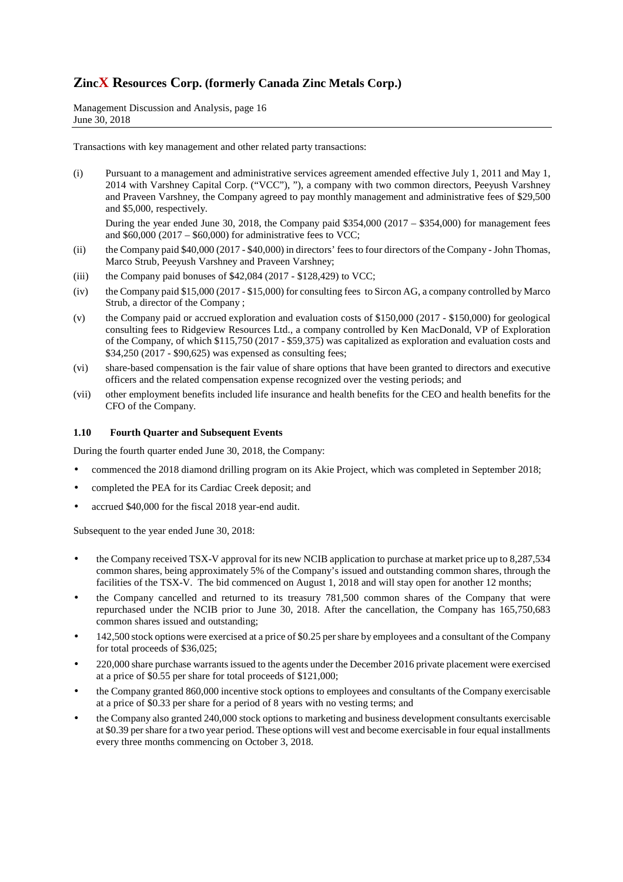Transactions with key management and other related party transactions:

(i) Pursuant to a management and administrative services agreement amended effective July 1, 2011 and May 1, 2014 with Varshney Capital Corp. ("VCC"), "), a company with two common directors, Peeyush Varshney and Praveen Varshney, the Company agreed to pay monthly management and administrative fees of $29,500 and $5,000, respectively.

    During the year ended June 30, 2018, the Company paid $354,000 (2017 – $354,000) for management fees and $60,000 (2017 – $60,000) for administrative fees to VCC;

(ii) the Company paid $40,000 (2017 - $40,000) in directors' fees to four directors of the Company - John Thomas, Marco Strub, Peeyush Varshney and Praveen Varshney;

(iii) the Company paid bonuses of $42,084 (2017 - $128,429) to VCC;

(iv) the Company paid $15,000 (2017 - $15,000) for consulting fees to Sircon AG, a company controlled by Marco Strub, a director of the Company ;

(v) the Company paid or accrued exploration and evaluation costs of $150,000 (2017 - $150,000) for geological consulting fees to Ridgeview Resources Ltd., a company controlled by Ken MacDonald, VP of Exploration of the Company, of which $115,750 (2017 - $59,375) was capitalized as exploration and evaluation costs and $34,250 (2017 - $90,625) was expensed as consulting fees;

(vi) share-based compensation is the fair value of share options that have been granted to directors and executive officers and the related compensation expense recognized over the vesting periods; and

(vii) other employment benefits included life insurance and health benefits for the CEO and health benefits for the CFO of the Company.

### 1.10 Fourth Quarter and Subsequent Events

During the fourth quarter ended June 30, 2018, the Company:

- commenced the 2018 diamond drilling program on its Akie Project, which was completed in September 2018;
- completed the PEA for its Cardiac Creek deposit; and
- accrued $40,000 for the fiscal 2018 year-end audit.

Subsequent to the year ended June 30, 2018:

- the Company received TSX-V approval for its new NCIB application to purchase at market price up to 8,287,534 common shares, being approximately 5% of the Company's issued and outstanding common shares, through the facilities of the TSX-V. The bid commenced on August 1, 2018 and will stay open for another 12 months;
- the Company cancelled and returned to its treasury 781,500 common shares of the Company that were repurchased under the NCIB prior to June 30, 2018. After the cancellation, the Company has 165,750,683 common shares issued and outstanding;
- 142,500 stock options were exercised at a price of $0.25 per share by employees and a consultant of the Company for total proceeds of $36,025;
- 220,000 share purchase warrants issued to the agents under the December 2016 private placement were exercised at a price of $0.55 per share for total proceeds of $121,000;
- the Company granted 860,000 incentive stock options to employees and consultants of the Company exercisable at a price of $0.33 per share for a period of 8 years with no vesting terms; and
- the Company also granted 240,000 stock options to marketing and business development consultants exercisable at $0.39 per share for a two year period. These options will vest and become exercisable in four equal installments every three months commencing on October 3, 2018.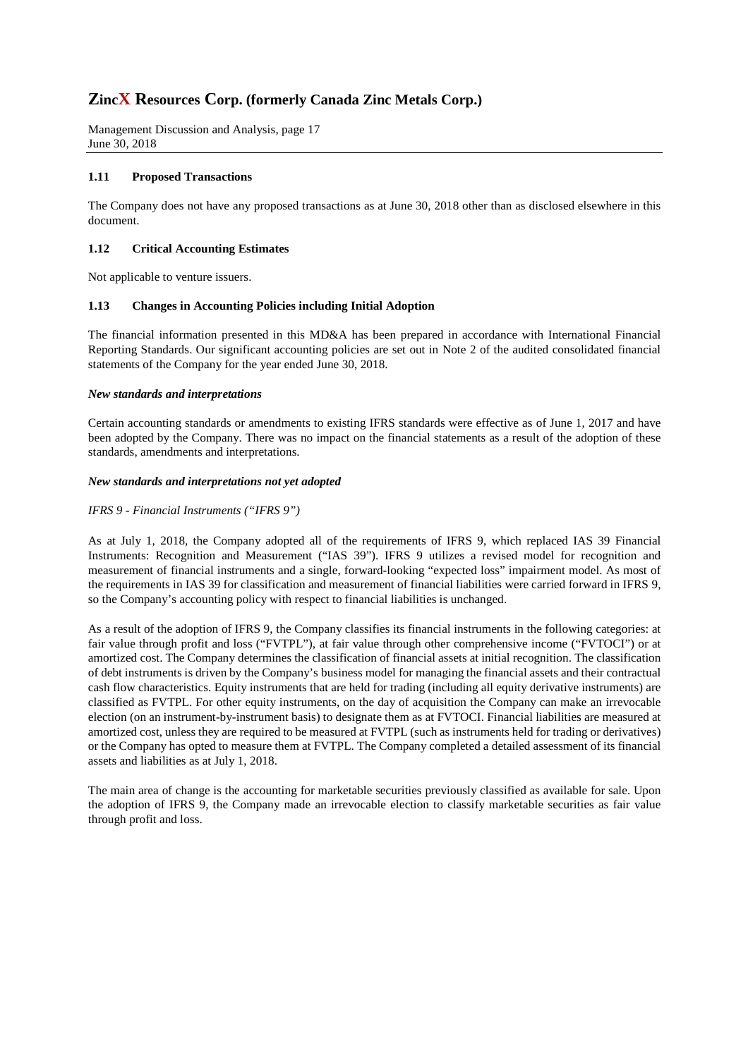### 1.11 Proposed Transactions

The Company does not have any proposed transactions as at June 30, 2018 other than as disclosed elsewhere in this document.

### 1.12 Critical Accounting Estimates

Not applicable to venture issuers.

### 1.13 Changes in Accounting Policies including Initial Adoption

The financial information presented in this MD&A has been prepared in accordance with International Financial Reporting Standards. Our significant accounting policies are set out in Note 2 of the audited consolidated financial statements of the Company for the year ended June 30, 2018.

***New standards and interpretations***

Certain accounting standards or amendments to existing IFRS standards were effective as of June 1, 2017 and have been adopted by the Company. There was no impact on the financial statements as a result of the adoption of these standards, amendments and interpretations.

***New standards and interpretations not yet adopted***

*IFRS 9 - Financial Instruments ("IFRS 9")*

As at July 1, 2018, the Company adopted all of the requirements of IFRS 9, which replaced IAS 39 Financial Instruments: Recognition and Measurement ("IAS 39"). IFRS 9 utilizes a revised model for recognition and measurement of financial instruments and a single, forward-looking "expected loss" impairment model. As most of the requirements in IAS 39 for classification and measurement of financial liabilities were carried forward in IFRS 9, so the Company's accounting policy with respect to financial liabilities is unchanged.

As a result of the adoption of IFRS 9, the Company classifies its financial instruments in the following categories: at fair value through profit and loss ("FVTPL"), at fair value through other comprehensive income ("FVTOCI") or at amortized cost. The Company determines the classification of financial assets at initial recognition. The classification of debt instruments is driven by the Company's business model for managing the financial assets and their contractual cash flow characteristics. Equity instruments that are held for trading (including all equity derivative instruments) are classified as FVTPL. For other equity instruments, on the day of acquisition the Company can make an irrevocable election (on an instrument-by-instrument basis) to designate them as at FVTOCI. Financial liabilities are measured at amortized cost, unless they are required to be measured at FVTPL (such as instruments held for trading or derivatives) or the Company has opted to measure them at FVTPL. The Company completed a detailed assessment of its financial assets and liabilities as at July 1, 2018.

The main area of change is the accounting for marketable securities previously classified as available for sale. Upon the adoption of IFRS 9, the Company made an irrevocable election to classify marketable securities as fair value through profit and loss.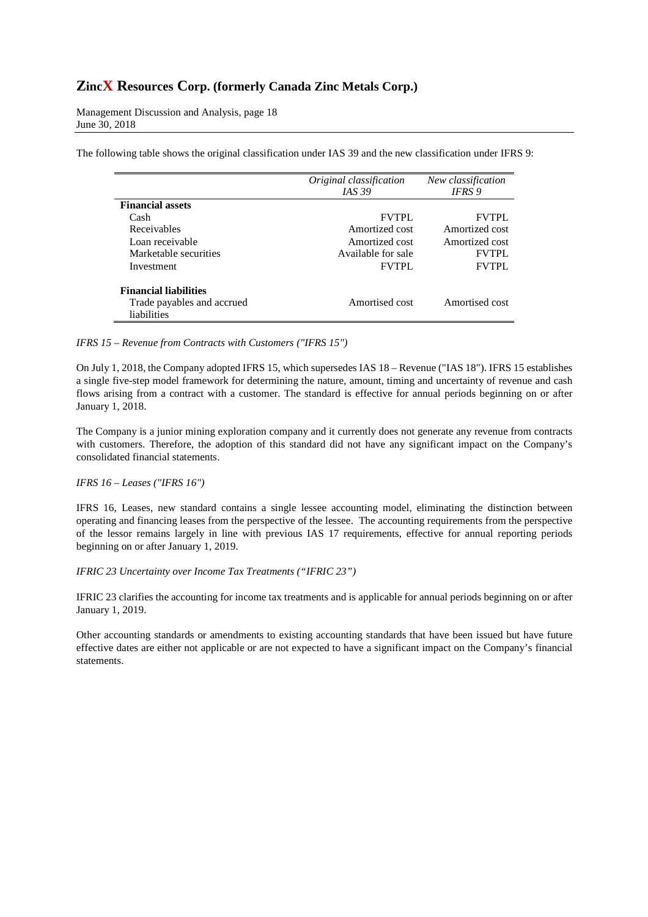The following table shows the original classification under IAS 39 and the new classification under IFRS 9:

| | *Original classification IAS 39* | *New classification IFRS 9* |
|---|---|---|
| **Financial assets** | | |
| Cash | FVTPL | FVTPL |
| Receivables | Amortized cost | Amortized cost |
| Loan receivable | Amortized cost | Amortized cost |
| Marketable securities | Available for sale | FVTPL |
| Investment | FVTPL | FVTPL |
| **Financial liabilities** | | |
| Trade payables and accrued liabilities | Amortised cost | Amortised cost |

*IFRS 15 – Revenue from Contracts with Customers ("IFRS 15")*

On July 1, 2018, the Company adopted IFRS 15, which supersedes IAS 18 – Revenue ("IAS 18"). IFRS 15 establishes a single five-step model framework for determining the nature, amount, timing and uncertainty of revenue and cash flows arising from a contract with a customer. The standard is effective for annual periods beginning on or after January 1, 2018.

The Company is a junior mining exploration company and it currently does not generate any revenue from contracts with customers. Therefore, the adoption of this standard did not have any significant impact on the Company's consolidated financial statements.

*IFRS 16 – Leases ("IFRS 16")*

IFRS 16, Leases, new standard contains a single lessee accounting model, eliminating the distinction between operating and financing leases from the perspective of the lessee. The accounting requirements from the perspective of the lessor remains largely in line with previous IAS 17 requirements, effective for annual reporting periods beginning on or after January 1, 2019.

*IFRIC 23 Uncertainty over Income Tax Treatments ("IFRIC 23")*

IFRIC 23 clarifies the accounting for income tax treatments and is applicable for annual periods beginning on or after January 1, 2019.

Other accounting standards or amendments to existing accounting standards that have been issued but have future effective dates are either not applicable or are not expected to have a significant impact on the Company's financial statements.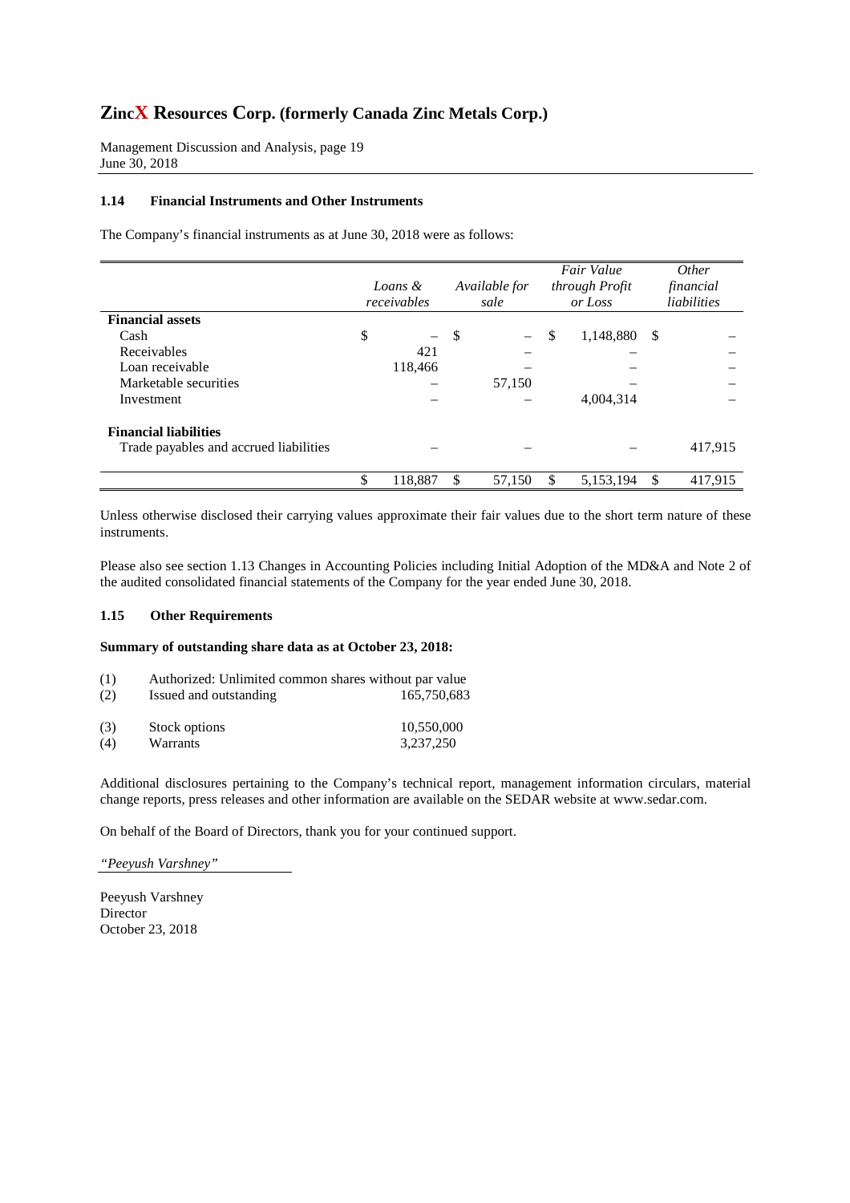### 1.14 Financial Instruments and Other Instruments

The Company's financial instruments as at June 30, 2018 were as follows:

| | *Loans & receivables* | *Available for sale* | *Fair Value through Profit or Loss* | *Other financial liabilities* |
|---|---|---|---|---|
| **Financial assets** | | | | |
| Cash | $ – | $ – | $ 1,148,880 | $ – |
| Receivables | 421 | – | – | – |
| Loan receivable | 118,466 | – | – | – |
| Marketable securities | – | 57,150 | – | – |
| Investment | – | – | 4,004,314 | – |
| **Financial liabilities** | | | | |
| Trade payables and accrued liabilities | – | – | – | 417,915 |
| | $ 118,887 | $ 57,150 | $ 5,153,194 | $ 417,915 |

Unless otherwise disclosed their carrying values approximate their fair values due to the short term nature of these instruments.

Please also see section 1.13 Changes in Accounting Policies including Initial Adoption of the MD&A and Note 2 of the audited consolidated financial statements of the Company for the year ended June 30, 2018.

### 1.15 Other Requirements

**Summary of outstanding share data as at October 23, 2018:**

(1) Authorized: Unlimited common shares without par value
(2) Issued and outstanding 165,750,683

(3) Stock options 10,550,000
(4) Warrants 3,237,250

Additional disclosures pertaining to the Company's technical report, management information circulars, material change reports, press releases and other information are available on the SEDAR website at www.sedar.com.

On behalf of the Board of Directors, thank you for your continued support.

*"Peeyush Varshney"*

Peeyush Varshney
Director
October 23, 2018